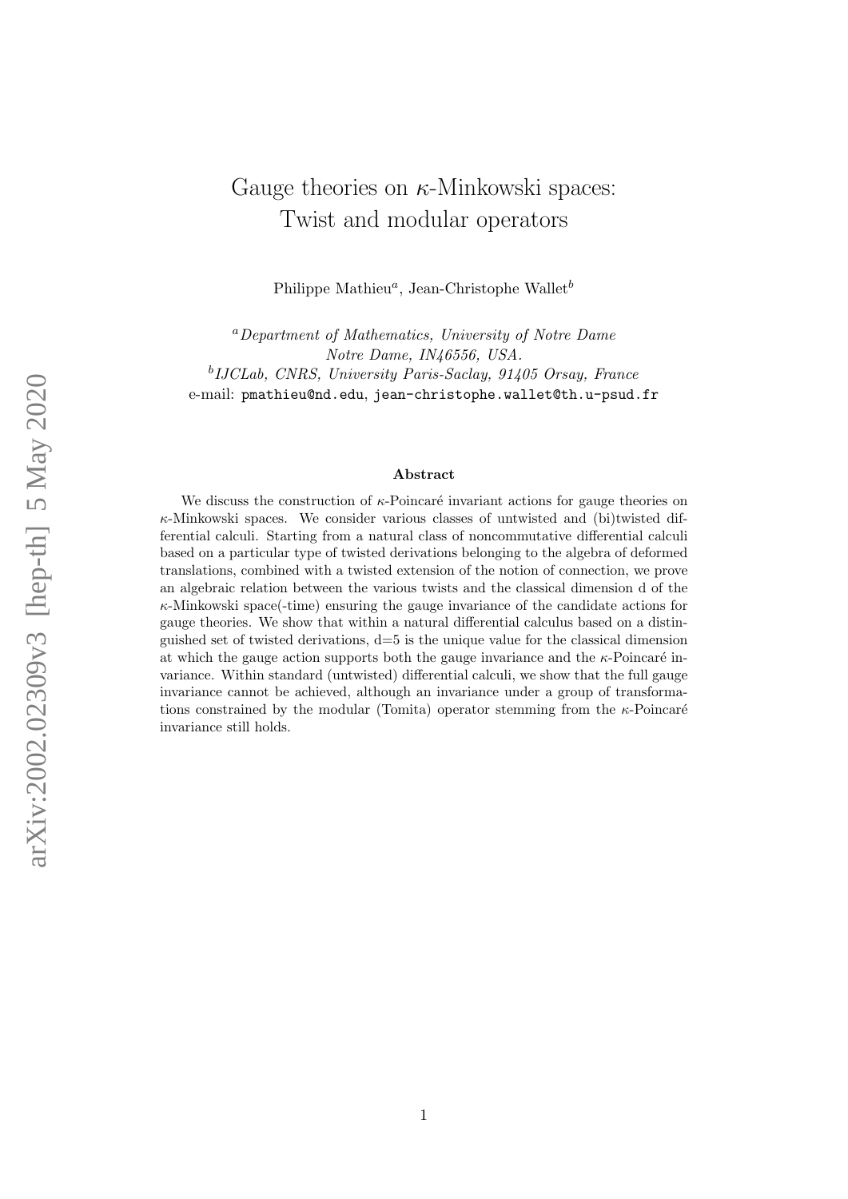# Gauge theories on $\kappa$-Minkowski spaces: Twist and modular operators

Philippe Mathieu[a], Jean-Christophe Wallet[b]

[a] *Department of Mathematics, University of Notre Dame*
*Notre Dame, IN46556, USA.*

[b] *IJCLab, CNRS, University Paris-Saclay, 91405 Orsay, France*

e-mail: `pmathieu@nd.edu`, `jean-christophe.wallet@th.u-psud.fr`

### Abstract

We discuss the construction of $\kappa$-Poincaré invariant actions for gauge theories on $\kappa$-Minkowski spaces. We consider various classes of untwisted and (bi)twisted differential calculi. Starting from a natural class of noncommutative differential calculi based on a particular type of twisted derivations belonging to the algebra of deformed translations, combined with a twisted extension of the notion of connection, we prove an algebraic relation between the various twists and the classical dimension d of the $\kappa$-Minkowski space(-time) ensuring the gauge invariance of the candidate actions for gauge theories. We show that within a natural differential calculus based on a distinguished set of twisted derivations, d=5 is the unique value for the classical dimension at which the gauge action supports both the gauge invariance and the $\kappa$-Poincaré invariance. Within standard (untwisted) differential calculi, we show that the full gauge invariance cannot be achieved, although an invariance under a group of transformations constrained by the modular (Tomita) operator stemming from the $\kappa$-Poincaré invariance still holds.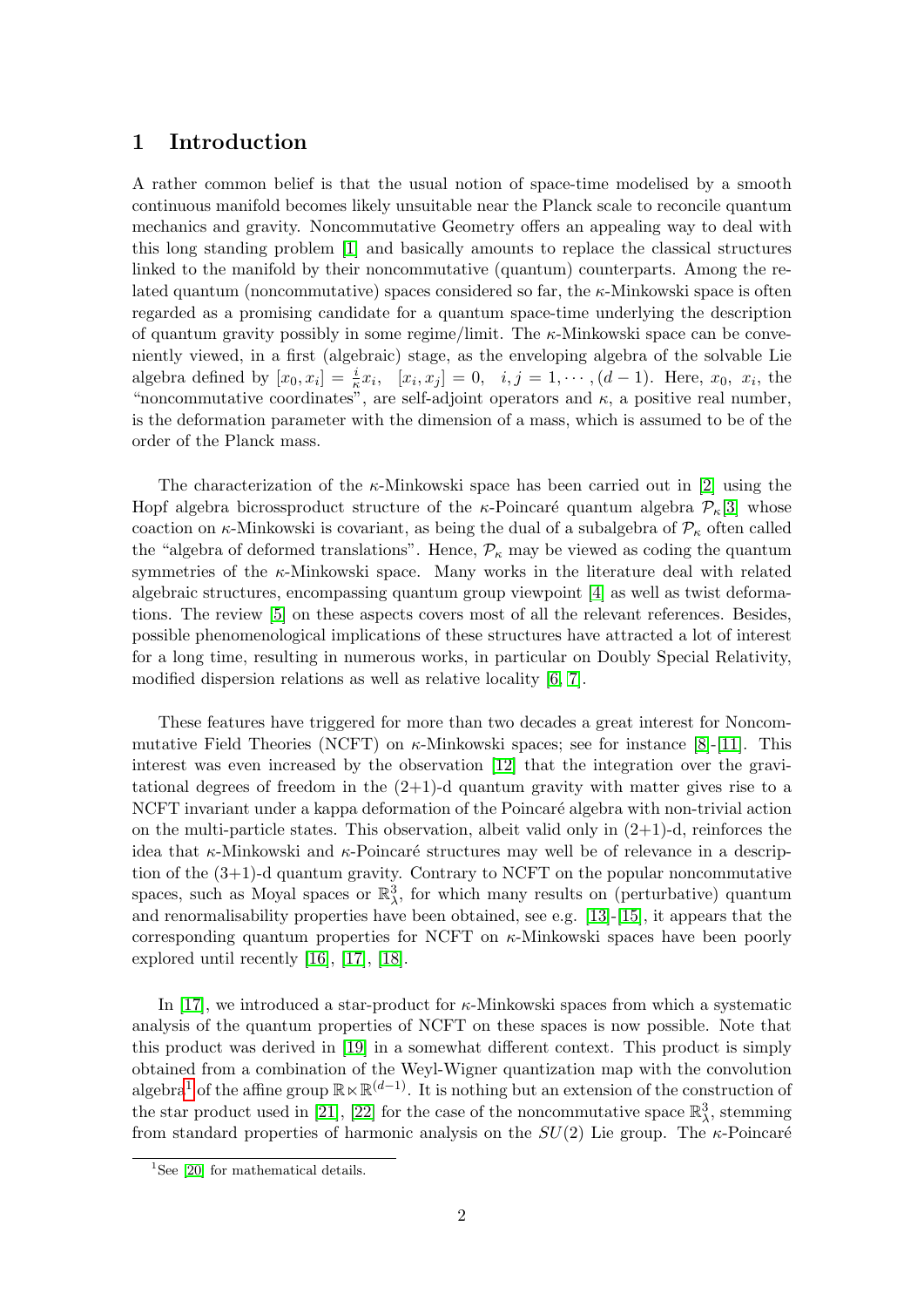## 1 Introduction

A rather common belief is that the usual notion of space-time modelised by a smooth continuous manifold becomes likely unsuitable near the Planck scale to reconcile quantum mechanics and gravity. Noncommutative Geometry offers an appealing way to deal with this long standing problem [1] and basically amounts to replace the classical structures linked to the manifold by their noncommutative (quantum) counterparts. Among the related quantum (noncommutative) spaces considered so far, the $\kappa$-Minkowski space is often regarded as a promising candidate for a quantum space-time underlying the description of quantum gravity possibly in some regime/limit. The $\kappa$-Minkowski space can be conveniently viewed, in a first (algebraic) stage, as the enveloping algebra of the solvable Lie algebra defined by $[x_0, x_i] = \frac{i}{\kappa} x_i, \quad [x_i, x_j] = 0, \quad i, j = 1, \cdots, (d-1)$. Here, $x_0, \ x_i$, the "noncommutative coordinates", are self-adjoint operators and $\kappa$, a positive real number, is the deformation parameter with the dimension of a mass, which is assumed to be of the order of the Planck mass.

The characterization of the $\kappa$-Minkowski space has been carried out in [2] using the Hopf algebra bicrossproduct structure of the $\kappa$-Poincaré quantum algebra $\mathcal{P}_\kappa$[3] whose coaction on $\kappa$-Minkowski is covariant, as being the dual of a subalgebra of $\mathcal{P}_\kappa$ often called the "algebra of deformed translations". Hence, $\mathcal{P}_\kappa$ may be viewed as coding the quantum symmetries of the $\kappa$-Minkowski space. Many works in the literature deal with related algebraic structures, encompassing quantum group viewpoint [4] as well as twist deformations. The review [5] on these aspects covers most of all the relevant references. Besides, possible phenomenological implications of these structures have attracted a lot of interest for a long time, resulting in numerous works, in particular on Doubly Special Relativity, modified dispersion relations as well as relative locality [6, 7].

These features have triggered for more than two decades a great interest for Noncommutative Field Theories (NCFT) on $\kappa$-Minkowski spaces; see for instance [8]-[11]. This interest was even increased by the observation [12] that the integration over the gravitational degrees of freedom in the (2+1)-d quantum gravity with matter gives rise to a NCFT invariant under a kappa deformation of the Poincaré algebra with non-trivial action on the multi-particle states. This observation, albeit valid only in (2+1)-d, reinforces the idea that $\kappa$-Minkowski and $\kappa$-Poincaré structures may well be of relevance in a description of the (3+1)-d quantum gravity. Contrary to NCFT on the popular noncommutative spaces, such as Moyal spaces or $\mathbb{R}^3_\lambda$, for which many results on (perturbative) quantum and renormalisability properties have been obtained, see e.g. [13]-[15], it appears that the corresponding quantum properties for NCFT on $\kappa$-Minkowski spaces have been poorly explored until recently [16], [17], [18].

In [17], we introduced a star-product for $\kappa$-Minkowski spaces from which a systematic analysis of the quantum properties of NCFT on these spaces is now possible. Note that this product was derived in [19] in a somewhat different context. This product is simply obtained from a combination of the Weyl-Wigner quantization map with the convolution algebra[1] of the affine group $\mathbb{R} \ltimes \mathbb{R}^{(d-1)}$. It is nothing but an extension of the construction of the star product used in [21], [22] for the case of the noncommutative space $\mathbb{R}^3_\lambda$, stemming from standard properties of harmonic analysis on the $SU(2)$ Lie group. The $\kappa$-Poincaré

[1] See [20] for mathematical details.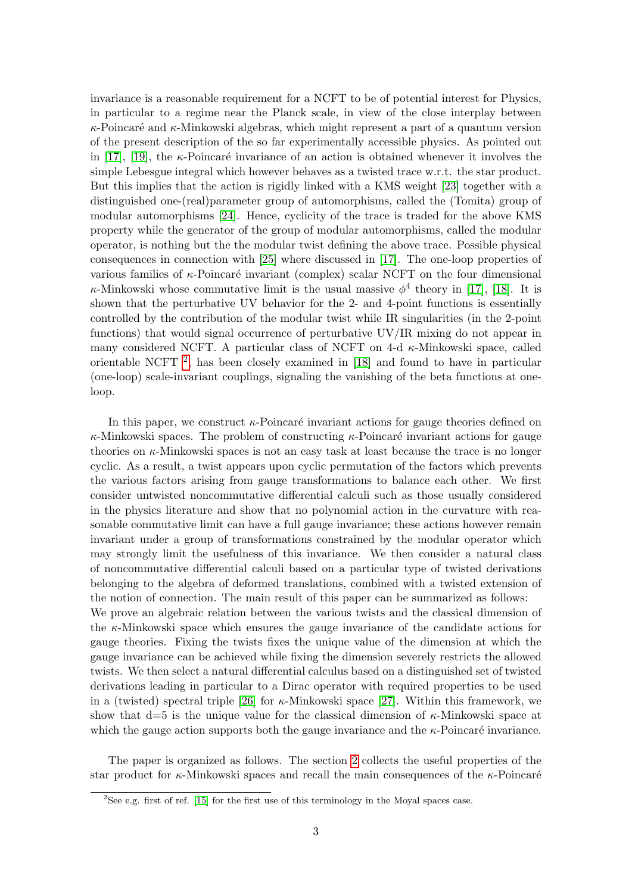invariance is a reasonable requirement for a NCFT to be of potential interest for Physics, in particular to a regime near the Planck scale, in view of the close interplay between $\kappa$-Poincaré and $\kappa$-Minkowski algebras, which might represent a part of a quantum version of the present description of the so far experimentally accessible physics. As pointed out in [17], [19], the $\kappa$-Poincaré invariance of an action is obtained whenever it involves the simple Lebesgue integral which however behaves as a twisted trace w.r.t. the star product. But this implies that the action is rigidly linked with a KMS weight [23] together with a distinguished one-(real)parameter group of automorphisms, called the (Tomita) group of modular automorphisms [24]. Hence, cyclicity of the trace is traded for the above KMS property while the generator of the group of modular automorphisms, called the modular operator, is nothing but the the modular twist defining the above trace. Possible physical consequences in connection with [25] where discussed in [17]. The one-loop properties of various families of $\kappa$-Poincaré invariant (complex) scalar NCFT on the four dimensional $\kappa$-Minkowski whose commutative limit is the usual massive $\phi^4$ theory in [17], [18]. It is shown that the perturbative UV behavior for the 2- and 4-point functions is essentially controlled by the contribution of the modular twist while IR singularities (in the 2-point functions) that would signal occurrence of perturbative UV/IR mixing do not appear in many considered NCFT. A particular class of NCFT on 4-d $\kappa$-Minkowski space, called orientable NCFT [2], has been closely examined in [18] and found to have in particular (one-loop) scale-invariant couplings, signaling the vanishing of the beta functions at one-loop.

In this paper, we construct $\kappa$-Poincaré invariant actions for gauge theories defined on $\kappa$-Minkowski spaces. The problem of constructing $\kappa$-Poincaré invariant actions for gauge theories on $\kappa$-Minkowski spaces is not an easy task at least because the trace is no longer cyclic. As a result, a twist appears upon cyclic permutation of the factors which prevents the various factors arising from gauge transformations to balance each other. We first consider untwisted noncommutative differential calculi such as those usually considered in the physics literature and show that no polynomial action in the curvature with reasonable commutative limit can have a full gauge invariance; these actions however remain invariant under a group of transformations constrained by the modular operator which may strongly limit the usefulness of this invariance. We then consider a natural class of noncommutative differential calculi based on a particular type of twisted derivations belonging to the algebra of deformed translations, combined with a twisted extension of the notion of connection. The main result of this paper can be summarized as follows:
We prove an algebraic relation between the various twists and the classical dimension of the $\kappa$-Minkowski space which ensures the gauge invariance of the candidate actions for gauge theories. Fixing the twists fixes the unique value of the dimension at which the gauge invariance can be achieved while fixing the dimension severely restricts the allowed twists. We then select a natural differential calculus based on a distinguished set of twisted derivations leading in particular to a Dirac operator with required properties to be used in a (twisted) spectral triple [26] for $\kappa$-Minkowski space [27]. Within this framework, we show that d=5 is the unique value for the classical dimension of $\kappa$-Minkowski space at which the gauge action supports both the gauge invariance and the $\kappa$-Poincaré invariance.

The paper is organized as follows. The section 2 collects the useful properties of the star product for $\kappa$-Minkowski spaces and recall the main consequences of the $\kappa$-Poincaré

[2] See e.g. first of ref. [15] for the first use of this terminology in the Moyal spaces case.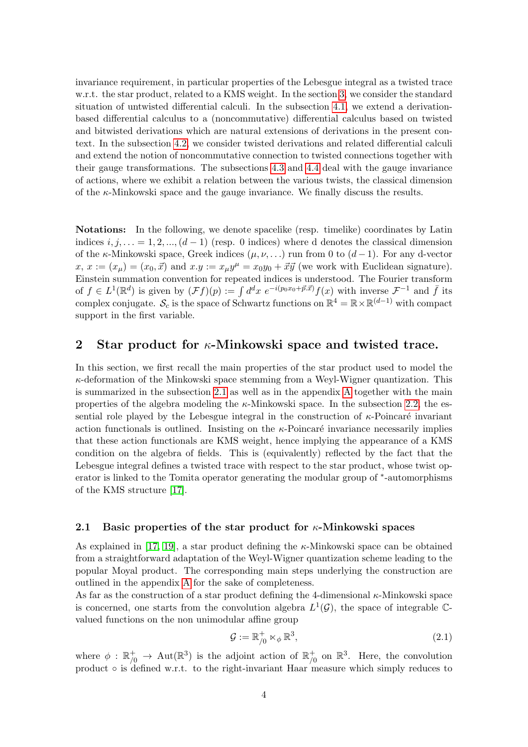invariance requirement, in particular properties of the Lebesgue integral as a twisted trace w.r.t. the star product, related to a KMS weight. In the section 3, we consider the standard situation of untwisted differential calculi. In the subsection 4.1, we extend a derivation-based differential calculus to a (noncommutative) differential calculus based on twisted and bitwisted derivations which are natural extensions of derivations in the present context. In the subsection 4.2, we consider twisted derivations and related differential calculi and extend the notion of noncommutative connection to twisted connections together with their gauge transformations. The subsections 4.3 and 4.4 deal with the gauge invariance of actions, where we exhibit a relation between the various twists, the classical dimension of the $\kappa$-Minkowski space and the gauge invariance. We finally discuss the results.

**Notations:** In the following, we denote spacelike (resp. timelike) coordinates by Latin indices $i, j, \ldots = 1, 2, ..., (d-1)$ (resp. 0 indices) where d denotes the classical dimension of the $\kappa$-Minkowski space, Greek indices $(\mu, \nu, \ldots)$ run from 0 to $(d-1)$. For any d-vector $x$, $x := (x_\mu) = (x_0, \vec{x})$ and $x.y := x_\mu y^\mu = x_0 y_0 + \vec{x}\vec{y}$ (we work with Euclidean signature). Einstein summation convention for repeated indices is understood. The Fourier transform of $f \in L^1(\mathbb{R}^d)$ is given by $(\mathcal{F}f)(p) := \int d^dx\ e^{-i(p_0x_0+\vec{p}.\vec{x})} f(x)$ with inverse $\mathcal{F}^{-1}$ and $\bar{f}$ its complex conjugate. $\mathcal{S}_c$ is the space of Schwartz functions on $\mathbb{R}^4 = \mathbb{R} \times \mathbb{R}^{(d-1)}$ with compact support in the first variable.

## 2 Star product for $\kappa$-Minkowski space and twisted trace.

In this section, we first recall the main properties of the star product used to model the $\kappa$-deformation of the Minkowski space stemming from a Weyl-Wigner quantization. This is summarized in the subsection 2.1 as well as in the appendix A together with the main properties of the algebra modeling the $\kappa$-Minkowski space. In the subsection 2.2, the essential role played by the Lebesgue integral in the construction of $\kappa$-Poincaré invariant action functionals is outlined. Insisting on the $\kappa$-Poincaré invariance necessarily implies that these action functionals are KMS weight, hence implying the appearance of a KMS condition on the algebra of fields. This is (equivalently) reflected by the fact that the Lebesgue integral defines a twisted trace with respect to the star product, whose twist operator is linked to the Tomita operator generating the modular group of $^*$-automorphisms of the KMS structure [17].

### 2.1 Basic properties of the star product for $\kappa$-Minkowski spaces

As explained in [17, 19], a star product defining the $\kappa$-Minkowski space can be obtained from a straightforward adaptation of the Weyl-Wigner quantization scheme leading to the popular Moyal product. The corresponding main steps underlying the construction are outlined in the appendix A for the sake of completeness.

As far as the construction of a star product defining the 4-dimensional $\kappa$-Minkowski space is concerned, one starts from the convolution algebra $L^1(\mathcal{G})$, the space of integrable $\mathbb{C}$-valued functions on the non unimodular affine group

$$\mathcal{G} := \mathbb{R}^+_{/0} \ltimes_\phi \mathbb{R}^3, \tag{2.1}$$

where $\phi : \mathbb{R}^+_{/0} \to \text{Aut}(\mathbb{R}^3)$ is the adjoint action of $\mathbb{R}^+_{/0}$ on $\mathbb{R}^3$. Here, the convolution product $\circ$ is defined w.r.t. to the right-invariant Haar measure which simply reduces to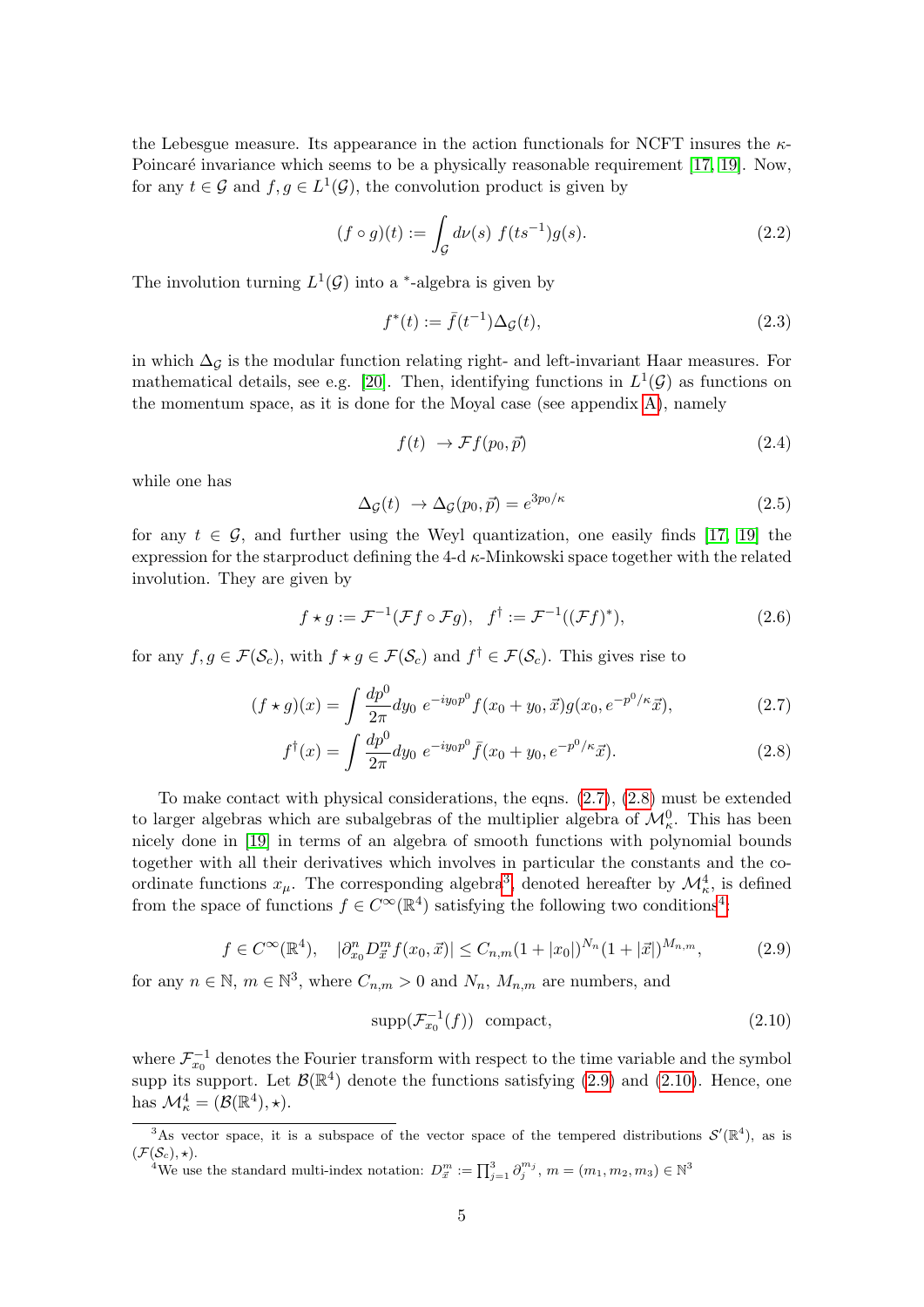the Lebesgue measure. Its appearance in the action functionals for NCFT insures the $\kappa$-Poincaré invariance which seems to be a physically reasonable requirement [17, 19]. Now, for any $t \in \mathcal{G}$ and $f, g \in L^1(\mathcal{G})$, the convolution product is given by

$$(f \circ g)(t) := \int_{\mathcal{G}} d\nu(s)\; f(ts^{-1})g(s). \tag{2.2}$$

The involution turning $L^1(\mathcal{G})$ into a $^*$-algebra is given by

$$f^*(t) := \bar{f}(t^{-1})\Delta_{\mathcal{G}}(t), \tag{2.3}$$

in which $\Delta_{\mathcal{G}}$ is the modular function relating right- and left-invariant Haar measures. For mathematical details, see e.g. [20]. Then, identifying functions in $L^1(\mathcal{G})$ as functions on the momentum space, as it is done for the Moyal case (see appendix A), namely

$$f(t) \;\to \mathcal{F}f(p_0, \vec{p}) \tag{2.4}$$

while one has

$$\Delta_{\mathcal{G}}(t) \;\to \Delta_{\mathcal{G}}(p_0, \vec{p}) = e^{3p_0/\kappa} \tag{2.5}$$

for any $t \in \mathcal{G}$, and further using the Weyl quantization, one easily finds [17, 19] the expression for the starproduct defining the 4-d $\kappa$-Minkowski space together with the related involution. They are given by

$$f \star g := \mathcal{F}^{-1}(\mathcal{F}f \circ \mathcal{F}g), \quad f^\dagger := \mathcal{F}^{-1}((\mathcal{F}f)^*), \tag{2.6}$$

for any $f, g \in \mathcal{F}(\mathcal{S}_c)$, with $f \star g \in \mathcal{F}(\mathcal{S}_c)$ and $f^\dagger \in \mathcal{F}(\mathcal{S}_c)$. This gives rise to

$$(f \star g)(x) = \int \frac{dp^0}{2\pi} dy_0\; e^{-iy_0 p^0} f(x_0 + y_0, \vec{x}) g(x_0, e^{-p^0/\kappa}\vec{x}), \tag{2.7}$$

$$f^\dagger(x) = \int \frac{dp^0}{2\pi} dy_0\; e^{-iy_0 p^0} \bar{f}(x_0 + y_0, e^{-p^0/\kappa}\vec{x}). \tag{2.8}$$

To make contact with physical considerations, the eqns. (2.7), (2.8) must be extended to larger algebras which are subalgebras of the multiplier algebra of $\mathcal{M}^0_\kappa$. This has been nicely done in [19] in terms of an algebra of smooth functions with polynomial bounds together with all their derivatives which involves in particular the constants and the coordinate functions $x_\mu$. The corresponding algebra[3], denoted hereafter by $\mathcal{M}^4_\kappa$, is defined from the space of functions $f \in C^\infty(\mathbb{R}^4)$ satisfying the following two conditions[4]:

$$f \in C^\infty(\mathbb{R}^4), \quad |\partial^n_{x_0} D^m_{\vec{x}} f(x_0, \vec{x})| \leq C_{n,m}(1 + |x_0|)^{N_n}(1 + |\vec{x}|)^{M_{n,m}}, \tag{2.9}$$

for any $n \in \mathbb{N}$, $m \in \mathbb{N}^3$, where $C_{n,m} > 0$ and $N_n$, $M_{n,m}$ are numbers, and

$$\text{supp}(\mathcal{F}^{-1}_{x_0}(f)) \;\; \text{compact}, \tag{2.10}$$

where $\mathcal{F}^{-1}_{x_0}$ denotes the Fourier transform with respect to the time variable and the symbol supp its support. Let $\mathcal{B}(\mathbb{R}^4)$ denote the functions satisfying (2.9) and (2.10). Hence, one has $\mathcal{M}^4_\kappa = (\mathcal{B}(\mathbb{R}^4), \star)$.

[3] As vector space, it is a subspace of the vector space of the tempered distributions $\mathcal{S}'(\mathbb{R}^4)$, as is $(\mathcal{F}(\mathcal{S}_c), \star)$.

[4] We use the standard multi-index notation: $D^m_{\vec{x}} := \prod_{j=1}^3 \partial_j^{m_j}$, $m = (m_1, m_2, m_3) \in \mathbb{N}^3$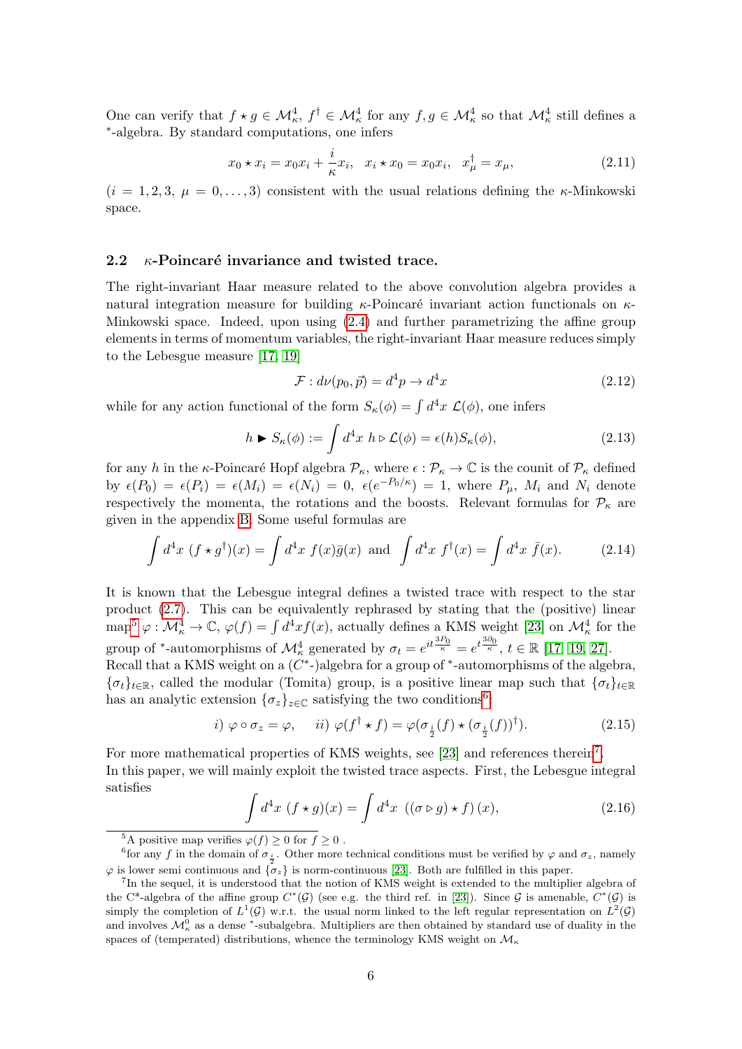One can verify that $f \star g \in \mathcal{M}^4_\kappa$, $f^\dagger \in \mathcal{M}^4_\kappa$ for any $f, g \in \mathcal{M}^4_\kappa$ so that $\mathcal{M}^4_\kappa$ still defines a $^*$-algebra. By standard computations, one infers

$$x_0 \star x_i = x_0 x_i + \frac{i}{\kappa} x_i, \quad x_i \star x_0 = x_0 x_i, \quad x^\dagger_\mu = x_\mu, \tag{2.11}$$

($i = 1, 2, 3$, $\mu = 0, \ldots, 3$) consistent with the usual relations defining the $\kappa$-Minkowski space.

### 2.2 $\kappa$-Poincaré invariance and twisted trace.

The right-invariant Haar measure related to the above convolution algebra provides a natural integration measure for building $\kappa$-Poincaré invariant action functionals on $\kappa$-Minkowski space. Indeed, upon using (2.4) and further parametrizing the affine group elements in terms of momentum variables, the right-invariant Haar measure reduces simply to the Lebesgue measure [17, 19]

$$\mathcal{F} : d\nu(p_0, \vec{p}) = d^4p \to d^4x \tag{2.12}$$

while for any action functional of the form $S_\kappa(\phi) = \int d^4x \ \mathcal{L}(\phi)$, one infers

$$h \blacktriangleright S_\kappa(\phi) := \int d^4x \ h \triangleright \mathcal{L}(\phi) = \epsilon(h) S_\kappa(\phi), \tag{2.13}$$

for any $h$ in the $\kappa$-Poincaré Hopf algebra $\mathcal{P}_\kappa$, where $\epsilon : \mathcal{P}_\kappa \to \mathbb{C}$ is the counit of $\mathcal{P}_\kappa$ defined by $\epsilon(P_0) = \epsilon(P_i) = \epsilon(M_i) = \epsilon(N_i) = 0$, $\epsilon(e^{-P_0/\kappa}) = 1$, where $P_\mu$, $M_i$ and $N_i$ denote respectively the momenta, the rotations and the boosts. Relevant formulas for $\mathcal{P}_\kappa$ are given in the appendix B. Some useful formulas are

$$\int d^4x \ (f \star g^\dagger)(x) = \int d^4x \ f(x) \bar{g}(x) \ \text{ and } \ \int d^4x \ f^\dagger(x) = \int d^4x \ \bar{f}(x). \tag{2.14}$$

It is known that the Lebesgue integral defines a twisted trace with respect to the star product (2.7). This can be equivalently rephrased by stating that the (positive) linear map[5] $\varphi : \mathcal{M}^4_\kappa \to \mathbb{C}$, $\varphi(f) = \int d^4x f(x)$, actually defines a KMS weight [23] on $\mathcal{M}^4_\kappa$ for the group of $^*$-automorphisms of $\mathcal{M}^4_\kappa$ generated by $\sigma_t = e^{it\frac{3P_0}{\kappa}} = e^{t\frac{3\partial_0}{\kappa}}$, $t \in \mathbb{R}$ [17, 19, 27].
Recall that a KMS weight on a ($C^*$-)algebra for a group of $^*$-automorphisms of the algebra, $\{\sigma_t\}_{t\in\mathbb{R}}$, called the modular (Tomita) group, is a positive linear map such that $\{\sigma_t\}_{t\in\mathbb{R}}$ has an analytic extension $\{\sigma_z\}_{z\in\mathbb{C}}$ satisfying the two conditions[6]:

$$i) \ \varphi \circ \sigma_z = \varphi, \quad ii) \ \varphi(f^\dagger \star f) = \varphi(\sigma_{\frac{i}{2}}(f) \star (\sigma_{\frac{i}{2}}(f))^\dagger). \tag{2.15}$$

For more mathematical properties of KMS weights, see [23] and references therein[7].
In this paper, we will mainly exploit the twisted trace aspects. First, the Lebesgue integral satisfies

$$\int d^4x \ (f \star g)(x) = \int d^4x \ ((\sigma \triangleright g) \star f)(x), \tag{2.16}$$

---

[5] A positive map verifies $\varphi(f) \geq 0$ for $f \geq 0$ .

[6] for any $f$ in the domain of $\sigma_{\frac{i}{2}}$. Other more technical conditions must be verified by $\varphi$ and $\sigma_z$, namely $\varphi$ is lower semi continuous and $\{\sigma_z\}$ is norm-continuous [23]. Both are fulfilled in this paper.

[7] In the sequel, it is understood that the notion of KMS weight is extended to the multiplier algebra of the C*-algebra of the affine group $C^*(\mathcal{G})$ (see e.g. the third ref. in [23]). Since $\mathcal{G}$ is amenable, $C^*(\mathcal{G})$ is simply the completion of $L^1(\mathcal{G})$ w.r.t. the usual norm linked to the left regular representation on $L^2(\mathcal{G})$ and involves $\mathcal{M}^0_\kappa$ as a dense $^*$-subalgebra. Multipliers are then obtained by standard use of duality in the spaces of (tempered) distributions, whence the terminology KMS weight on $\mathcal{M}_\kappa$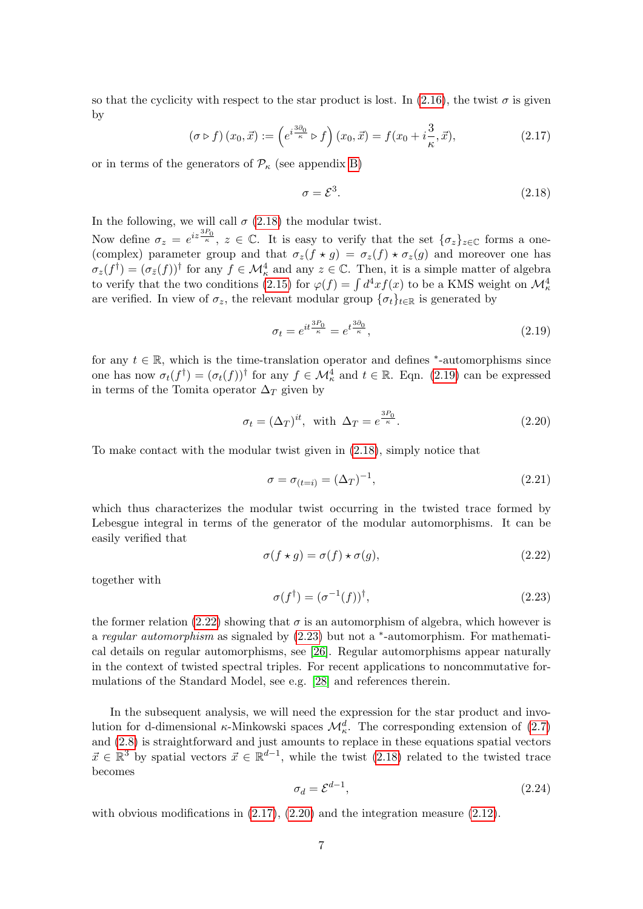so that the cyclicity with respect to the star product is lost. In (2.16), the twist $\sigma$ is given by

$$(\sigma \triangleright f)(x_0, \vec{x}) := \left(e^{i\frac{3\partial_0}{\kappa}} \triangleright f\right)(x_0, \vec{x}) = f(x_0 + i\frac{3}{\kappa}, \vec{x}), \tag{2.17}$$

or in terms of the generators of $\mathcal{P}_\kappa$ (see appendix B)

$$\sigma = \mathcal{E}^3. \tag{2.18}$$

In the following, we will call $\sigma$ (2.18) the modular twist.

Now define $\sigma_z = e^{iz\frac{3P_0}{\kappa}}$, $z \in \mathbb{C}$. It is easy to verify that the set $\{\sigma_z\}_{z\in\mathbb{C}}$ forms a one-(complex) parameter group and that $\sigma_z(f \star g) = \sigma_z(f) \star \sigma_z(g)$ and moreover one has $\sigma_z(f^\dagger) = (\sigma_{\bar{z}}(f))^\dagger$ for any $f \in \mathcal{M}^4_\kappa$ and any $z \in \mathbb{C}$. Then, it is a simple matter of algebra to verify that the two conditions (2.15) for $\varphi(f) = \int d^4x f(x)$ to be a KMS weight on $\mathcal{M}^4_\kappa$ are verified. In view of $\sigma_z$, the relevant modular group $\{\sigma_t\}_{t\in\mathbb{R}}$ is generated by

$$\sigma_t = e^{it\frac{3P_0}{\kappa}} = e^{t\frac{3\partial_0}{\kappa}}, \tag{2.19}$$

for any $t \in \mathbb{R}$, which is the time-translation operator and defines $^*$-automorphisms since one has now $\sigma_t(f^\dagger) = (\sigma_t(f))^\dagger$ for any $f \in \mathcal{M}^4_\kappa$ and $t \in \mathbb{R}$. Eqn. (2.19) can be expressed in terms of the Tomita operator $\Delta_T$ given by

$$\sigma_t = (\Delta_T)^{it}, \text{ with } \Delta_T = e^{\frac{3P_0}{\kappa}}. \tag{2.20}$$

To make contact with the modular twist given in (2.18), simply notice that

$$\sigma = \sigma_{(t=i)} = (\Delta_T)^{-1}, \tag{2.21}$$

which thus characterizes the modular twist occurring in the twisted trace formed by Lebesgue integral in terms of the generator of the modular automorphisms. It can be easily verified that

$$\sigma(f \star g) = \sigma(f) \star \sigma(g), \tag{2.22}$$

together with

$$\sigma(f^\dagger) = (\sigma^{-1}(f))^\dagger, \tag{2.23}$$

the former relation (2.22) showing that $\sigma$ is an automorphism of algebra, which however is a *regular automorphism* as signaled by (2.23) but not a $^*$-automorphism. For mathematical details on regular automorphisms, see [26]. Regular automorphisms appear naturally in the context of twisted spectral triples. For recent applications to noncommutative formulations of the Standard Model, see e.g. [28] and references therein.

In the subsequent analysis, we will need the expression for the star product and involution for d-dimensional $\kappa$-Minkowski spaces $\mathcal{M}^d_\kappa$. The corresponding extension of (2.7) and (2.8) is straightforward and just amounts to replace in these equations spatial vectors $\vec{x} \in \mathbb{R}^3$ by spatial vectors $\vec{x} \in \mathbb{R}^{d-1}$, while the twist (2.18) related to the twisted trace becomes

$$\sigma_d = \mathcal{E}^{d-1}, \tag{2.24}$$

with obvious modifications in (2.17), (2.20) and the integration measure (2.12).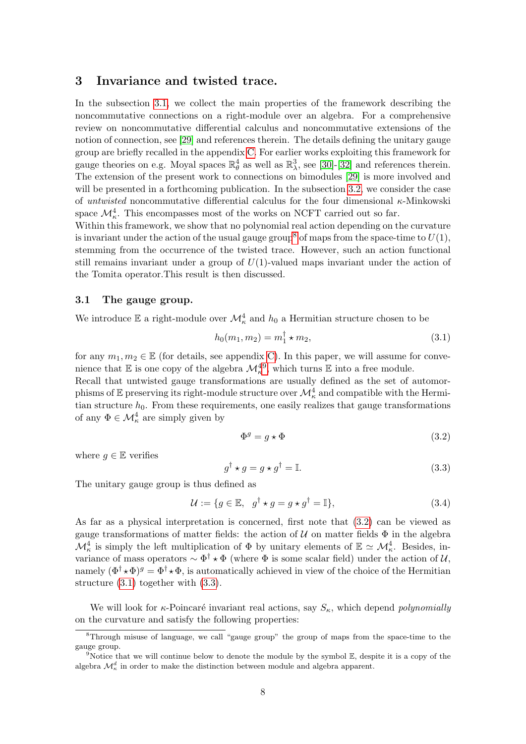## 3 Invariance and twisted trace.

In the subsection 3.1, we collect the main properties of the framework describing the noncommutative connections on a right-module over an algebra. For a comprehensive review on noncommutative differential calculus and noncommutative extensions of the notion of connection, see [29] and references therein. The details defining the unitary gauge group are briefly recalled in the appendix C. For earlier works exploiting this framework for gauge theories on e.g. Moyal spaces $\mathbb{R}^4_\theta$ as well as $\mathbb{R}^3_\lambda$, see [30]-[32] and references therein. The extension of the present work to connections on bimodules [29] is more involved and will be presented in a forthcoming publication. In the subsection 3.2, we consider the case of *untwisted* noncommutative differential calculus for the four dimensional $\kappa$-Minkowski space $\mathcal{M}^4_\kappa$. This encompasses most of the works on NCFT carried out so far.
Within this framework, we show that no polynomial real action depending on the curvature is invariant under the action of the usual gauge group[8] of maps from the space-time to $U(1)$, stemming from the occurrence of the twisted trace. However, such an action functional still remains invariant under a group of $U(1)$-valued maps invariant under the action of the Tomita operator.This result is then discussed.

### 3.1 The gauge group.

We introduce $\mathbb{E}$ a right-module over $\mathcal{M}^4_\kappa$ and $h_0$ a Hermitian structure chosen to be

$$h_0(m_1, m_2) = m_1^\dagger \star m_2, \tag{3.1}$$

for any $m_1, m_2 \in \mathbb{E}$ (for details, see appendix C). In this paper, we will assume for convenience that $\mathbb{E}$ is one copy of the algebra $\mathcal{M}^4_\kappa$[9], which turns $\mathbb{E}$ into a free module.
Recall that untwisted gauge transformations are usually defined as the set of automorphisms of $\mathbb{E}$ preserving its right-module structure over $\mathcal{M}^4_\kappa$ and compatible with the Hermitian structure $h_0$. From these requirements, one easily realizes that gauge transformations of any $\Phi \in \mathcal{M}^4_\kappa$ are simply given by

$$\Phi^g = g \star \Phi \tag{3.2}$$

where $g \in \mathbb{E}$ verifies

$$g^\dagger \star g = g \star g^\dagger = \mathbb{I}. \tag{3.3}$$

The unitary gauge group is thus defined as

$$\mathcal{U} := \{g \in \mathbb{E}, \;\; g^\dagger \star g = g \star g^\dagger = \mathbb{I}\}, \tag{3.4}$$

As far as a physical interpretation is concerned, first note that (3.2) can be viewed as gauge transformations of matter fields: the action of $\mathcal{U}$ on matter fields $\Phi$ in the algebra $\mathcal{M}^4_\kappa$ is simply the left multiplication of $\Phi$ by unitary elements of $\mathbb{E} \simeq \mathcal{M}^4_\kappa$. Besides, invariance of mass operators $\sim \Phi^\dagger \star \Phi$ (where $\Phi$ is some scalar field) under the action of $\mathcal{U}$, namely $(\Phi^\dagger \star \Phi)^g = \Phi^\dagger \star \Phi$, is automatically achieved in view of the choice of the Hermitian structure (3.1) together with (3.3).

We will look for $\kappa$-Poincaré invariant real actions, say $S_\kappa$, which depend *polynomially* on the curvature and satisfy the following properties:

[8] Through misuse of language, we call "gauge group" the group of maps from the space-time to the gauge group.

[9] Notice that we will continue below to denote the module by the symbol $\mathbb{E}$, despite it is a copy of the algebra $\mathcal{M}^d_\kappa$ in order to make the distinction between module and algebra apparent.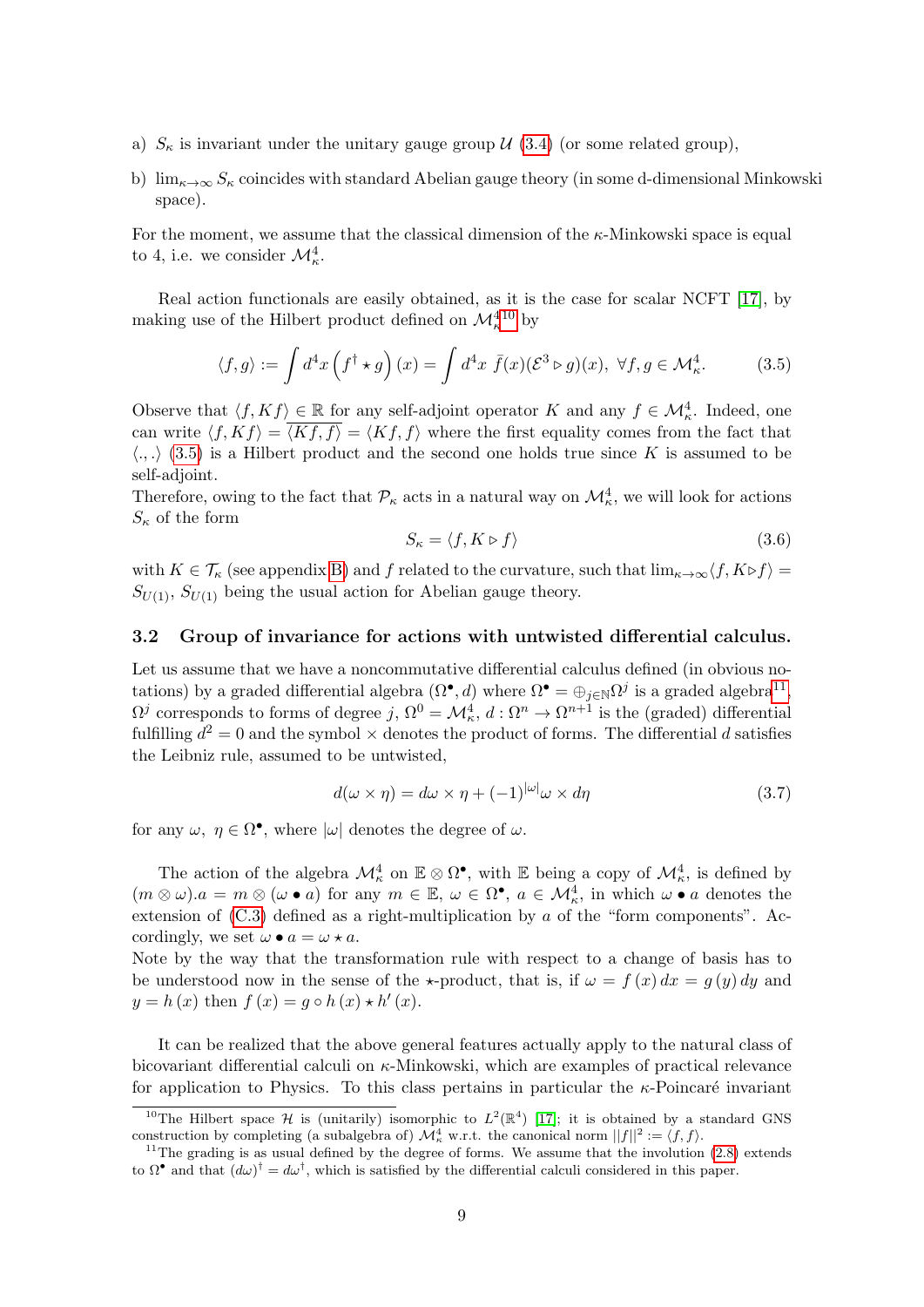a) $S_\kappa$ is invariant under the unitary gauge group $\mathcal{U}$ (3.4) (or some related group),

b) $\lim_{\kappa\to\infty} S_\kappa$ coincides with standard Abelian gauge theory (in some d-dimensional Minkowski space).

For the moment, we assume that the classical dimension of the $\kappa$-Minkowski space is equal to 4, i.e. we consider $\mathcal{M}^4_\kappa$.

Real action functionals are easily obtained, as it is the case for scalar NCFT [17], by making use of the Hilbert product defined on $\mathcal{M}^4_\kappa$[10] by

$$\langle f, g\rangle := \int d^4x \left(f^\dagger \star g\right)(x) = \int d^4x\ \bar{f}(x)(\mathcal{E}^3 \triangleright g)(x),\ \forall f, g \in \mathcal{M}^4_\kappa. \tag{3.5}$$

Observe that $\langle f, Kf\rangle \in \mathbb{R}$ for any self-adjoint operator $K$ and any $f \in \mathcal{M}^4_\kappa$. Indeed, one can write $\langle f, Kf\rangle = \overline{\langle Kf, f\rangle} = \langle Kf, f\rangle$ where the first equality comes from the fact that $\langle .,.\rangle$ (3.5) is a Hilbert product and the second one holds true since $K$ is assumed to be self-adjoint.
Therefore, owing to the fact that $\mathcal{P}_\kappa$ acts in a natural way on $\mathcal{M}^4_\kappa$, we will look for actions $S_\kappa$ of the form

$$S_\kappa = \langle f, K \triangleright f\rangle \tag{3.6}$$

with $K \in \mathcal{T}_\kappa$ (see appendix B) and $f$ related to the curvature, such that $\lim_{\kappa\to\infty}\langle f, K\triangleright f\rangle = S_{U(1)}$, $S_{U(1)}$ being the usual action for Abelian gauge theory.

### 3.2 Group of invariance for actions with untwisted differential calculus.

Let us assume that we have a noncommutative differential calculus defined (in obvious notations) by a graded differential algebra $(\Omega^\bullet, d)$ where $\Omega^\bullet = \oplus_{j\in\mathbb{N}}\Omega^j$ is a graded algebra[11], $\Omega^j$ corresponds to forms of degree $j$, $\Omega^0 = \mathcal{M}^4_\kappa$, $d : \Omega^n \to \Omega^{n+1}$ is the (graded) differential fulfilling $d^2 = 0$ and the symbol $\times$ denotes the product of forms. The differential $d$ satisfies the Leibniz rule, assumed to be untwisted,

$$d(\omega \times \eta) = d\omega \times \eta + (-1)^{|\omega|}\omega \times d\eta \tag{3.7}$$

for any $\omega,\ \eta \in \Omega^\bullet$, where $|\omega|$ denotes the degree of $\omega$.

The action of the algebra $\mathcal{M}^4_\kappa$ on $\mathbb{E}\otimes\Omega^\bullet$, with $\mathbb{E}$ being a copy of $\mathcal{M}^4_\kappa$, is defined by $(m\otimes\omega).a = m\otimes(\omega \bullet a)$ for any $m\in\mathbb{E}$, $\omega\in\Omega^\bullet$, $a\in\mathcal{M}^4_\kappa$, in which $\omega\bullet a$ denotes the extension of (C.3) defined as a right-multiplication by $a$ of the "form components". Accordingly, we set $\omega \bullet a = \omega \star a$.
Note by the way that the transformation rule with respect to a change of basis has to be understood now in the sense of the $\star$-product, that is, if $\omega = f(x)\,dx = g(y)\,dy$ and $y = h(x)$ then $f(x) = g\circ h(x) \star h'(x)$.

It can be realized that the above general features actually apply to the natural class of bicovariant differential calculi on $\kappa$-Minkowski, which are examples of practical relevance for application to Physics. To this class pertains in particular the $\kappa$-Poincaré invariant

---

[10] The Hilbert space $\mathcal{H}$ is (unitarily) isomorphic to $L^2(\mathbb{R}^4)$ [17]; it is obtained by a standard GNS construction by completing (a subalgebra of) $\mathcal{M}^4_\kappa$ w.r.t. the canonical norm $||f||^2 := \langle f, f\rangle$.

[11] The grading is as usual defined by the degree of forms. We assume that the involution (2.8) extends to $\Omega^\bullet$ and that $(d\omega)^\dagger = d\omega^\dagger$, which is satisfied by the differential calculi considered in this paper.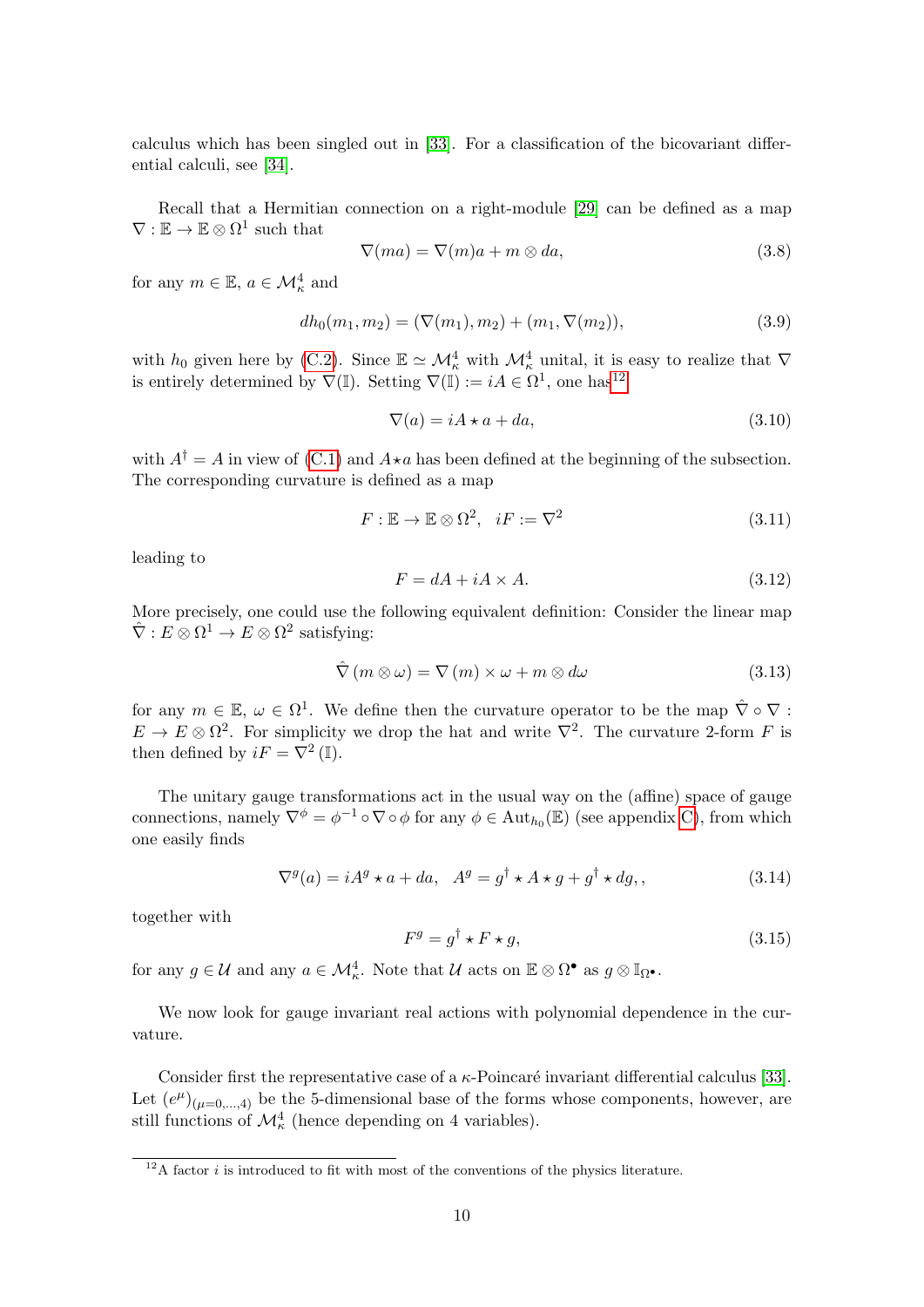calculus which has been singled out in [33]. For a classification of the bicovariant differential calculi, see [34].

Recall that a Hermitian connection on a right-module [29] can be defined as a map $\nabla : \mathbb{E} \to \mathbb{E} \otimes \Omega^1$ such that

$$\nabla(ma) = \nabla(m)a + m \otimes da, \tag{3.8}$$

for any $m \in \mathbb{E}$, $a \in \mathcal{M}^4_\kappa$ and

$$dh_0(m_1, m_2) = (\nabla(m_1), m_2) + (m_1, \nabla(m_2)), \tag{3.9}$$

with $h_0$ given here by (C.2). Since $\mathbb{E} \simeq \mathcal{M}^4_\kappa$ with $\mathcal{M}^4_\kappa$ unital, it is easy to realize that $\nabla$ is entirely determined by $\nabla(\mathbb{I})$. Setting $\nabla(\mathbb{I}) := iA \in \Omega^1$, one has[12]

$$\nabla(a) = iA \star a + da, \tag{3.10}$$

with $A^\dagger = A$ in view of (C.1) and $A \star a$ has been defined at the beginning of the subsection. The corresponding curvature is defined as a map

$$F : \mathbb{E} \to \mathbb{E} \otimes \Omega^2, \quad iF := \nabla^2 \tag{3.11}$$

leading to

$$F = dA + iA \times A. \tag{3.12}$$

More precisely, one could use the following equivalent definition: Consider the linear map $\hat{\nabla} : E \otimes \Omega^1 \to E \otimes \Omega^2$ satisfying:

$$\hat{\nabla}\left(m \otimes \omega\right) = \nabla\left(m\right) \times \omega + m \otimes d\omega \tag{3.13}$$

for any $m \in \mathbb{E}$, $\omega \in \Omega^1$. We define then the curvature operator to be the map $\hat{\nabla} \circ \nabla : E \to E \otimes \Omega^2$. For simplicity we drop the hat and write $\nabla^2$. The curvature 2-form $F$ is then defined by $iF = \nabla^2\left(\mathbb{I}\right)$.

The unitary gauge transformations act in the usual way on the (affine) space of gauge connections, namely $\nabla^\phi = \phi^{-1} \circ \nabla \circ \phi$ for any $\phi \in \mathrm{Aut}_{h_0}(\mathbb{E})$ (see appendix C), from which one easily finds

$$\nabla^g(a) = iA^g \star a + da, \quad A^g = g^\dagger \star A \star g + g^\dagger \star dg, , \tag{3.14}$$

together with

$$F^g = g^\dagger \star F \star g, \tag{3.15}$$

for any $g \in \mathcal{U}$ and any $a \in \mathcal{M}^4_\kappa$. Note that $\mathcal{U}$ acts on $\mathbb{E} \otimes \Omega^\bullet$ as $g \otimes \mathbb{I}_{\Omega^\bullet}$.

We now look for gauge invariant real actions with polynomial dependence in the curvature.

Consider first the representative case of a $\kappa$-Poincaré invariant differential calculus [33]. Let $(e^\mu)_{(\mu=0,\ldots,4)}$ be the 5-dimensional base of the forms whose components, however, are still functions of $\mathcal{M}^4_\kappa$ (hence depending on 4 variables).

[12] A factor $i$ is introduced to fit with most of the conventions of the physics literature.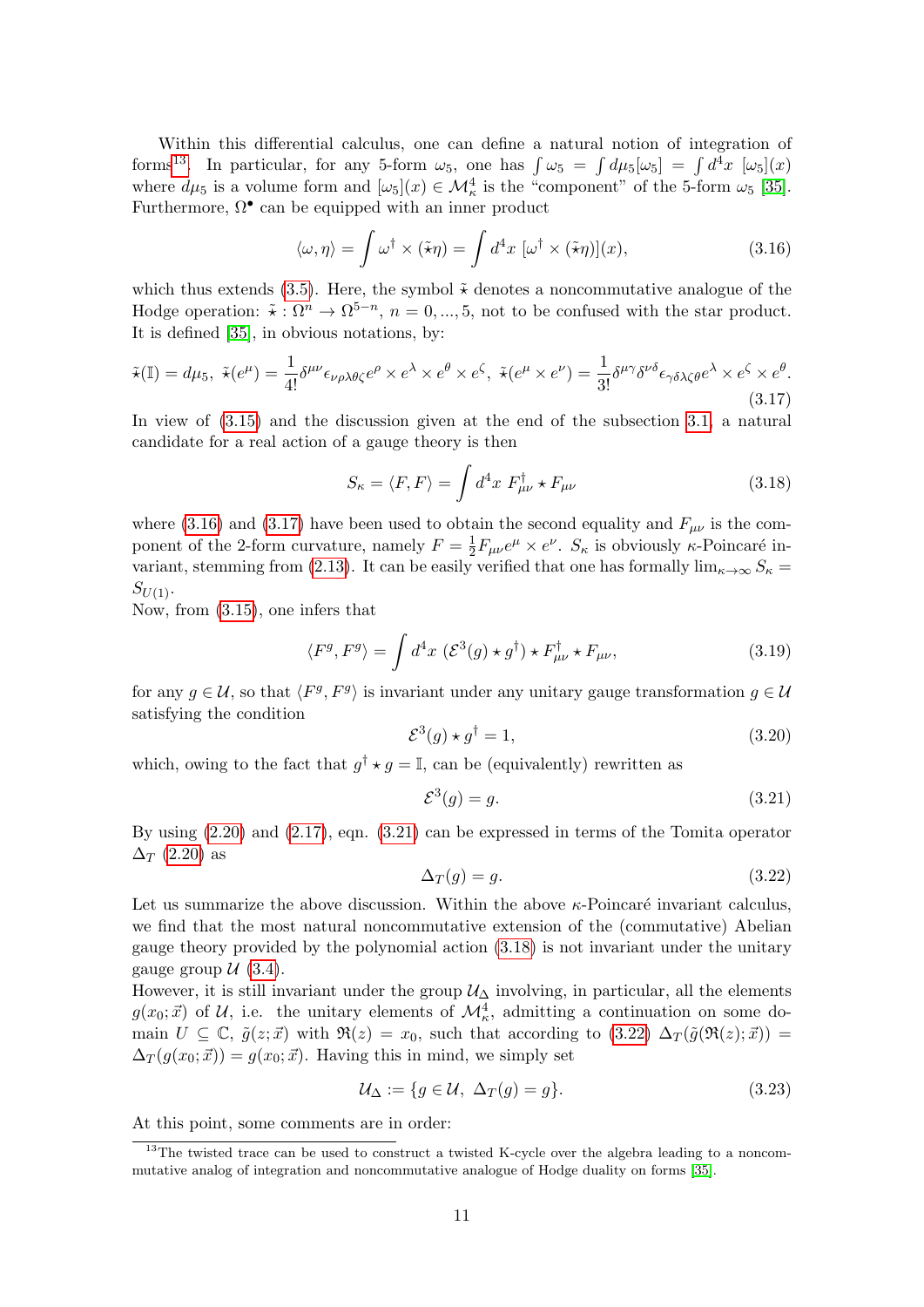Within this differential calculus, one can define a natural notion of integration of forms[13]. In particular, for any 5-form $\omega_5$, one has $\int \omega_5 = \int d\mu_5[\omega_5] = \int d^4x\ [\omega_5](x)$ where $d\mu_5$ is a volume form and $[\omega_5](x) \in \mathcal{M}^4_\kappa$ is the "component" of the 5-form $\omega_5$ [35]. Furthermore, $\Omega^\bullet$ can be equipped with an inner product

$$\langle \omega, \eta \rangle = \int \omega^\dagger \times (\tilde{\star}\eta) = \int d^4x\ [\omega^\dagger \times (\tilde{\star}\eta)](x), \tag{3.16}$$

which thus extends (3.5). Here, the symbol $\tilde{\star}$ denotes a noncommutative analogue of the Hodge operation: $\tilde{\star} : \Omega^n \to \Omega^{5-n}$, $n = 0, ..., 5$, not to be confused with the star product. It is defined [35], in obvious notations, by:

$$\tilde{\star}(\mathbb{I}) = d\mu_5,\ \tilde{\star}(e^\mu) = \frac{1}{4!}\delta^{\mu\nu}\epsilon_{\nu\rho\lambda\theta\zeta}e^\rho \times e^\lambda \times e^\theta \times e^\zeta,\ \tilde{\star}(e^\mu \times e^\nu) = \frac{1}{3!}\delta^{\mu\gamma}\delta^{\nu\delta}\epsilon_{\gamma\delta\lambda\zeta\theta}e^\lambda \times e^\zeta \times e^\theta. \tag{3.17}$$

In view of (3.15) and the discussion given at the end of the subsection 3.1, a natural candidate for a real action of a gauge theory is then

$$S_\kappa = \langle F, F \rangle = \int d^4x\ F^\dagger_{\mu\nu} \star F_{\mu\nu} \tag{3.18}$$

where (3.16) and (3.17) have been used to obtain the second equality and $F_{\mu\nu}$ is the component of the 2-form curvature, namely $F = \frac{1}{2}F_{\mu\nu}e^\mu \times e^\nu$. $S_\kappa$ is obviously $\kappa$-Poincaré invariant, stemming from (2.13). It can be easily verified that one has formally $\lim_{\kappa\to\infty} S_\kappa = S_{U(1)}$.

Now, from (3.15), one infers that

$$\langle F^g, F^g \rangle = \int d^4x\ (\mathcal{E}^3(g) \star g^\dagger) \star F^\dagger_{\mu\nu} \star F_{\mu\nu}, \tag{3.19}$$

for any $g \in \mathcal{U}$, so that $\langle F^g, F^g \rangle$ is invariant under any unitary gauge transformation $g \in \mathcal{U}$ satisfying the condition

$$\mathcal{E}^3(g) \star g^\dagger = 1, \tag{3.20}$$

which, owing to the fact that $g^\dagger \star g = \mathbb{I}$, can be (equivalently) rewritten as

$$\mathcal{E}^3(g) = g. \tag{3.21}$$

By using (2.20) and (2.17), eqn. (3.21) can be expressed in terms of the Tomita operator $\Delta_T$ (2.20) as

$$\Delta_T(g) = g. \tag{3.22}$$

Let us summarize the above discussion. Within the above $\kappa$-Poincaré invariant calculus, we find that the most natural noncommutative extension of the (commutative) Abelian gauge theory provided by the polynomial action (3.18) is not invariant under the unitary gauge group $\mathcal{U}$ (3.4).

However, it is still invariant under the group $\mathcal{U}_\Delta$ involving, in particular, all the elements $g(x_0; \vec{x})$ of $\mathcal{U}$, i.e. the unitary elements of $\mathcal{M}^4_\kappa$, admitting a continuation on some domain $U \subseteq \mathbb{C}$, $\tilde{g}(z; \vec{x})$ with $\Re(z) = x_0$, such that according to (3.22) $\Delta_T(\tilde{g}(\Re(z); \vec{x})) = \Delta_T(g(x_0; \vec{x})) = g(x_0; \vec{x})$. Having this in mind, we simply set

$$\mathcal{U}_\Delta := \{g \in \mathcal{U},\ \Delta_T(g) = g\}. \tag{3.23}$$

At this point, some comments are in order:

[13] The twisted trace can be used to construct a twisted K-cycle over the algebra leading to a noncommutative analog of integration and noncommutative analogue of Hodge duality on forms [35].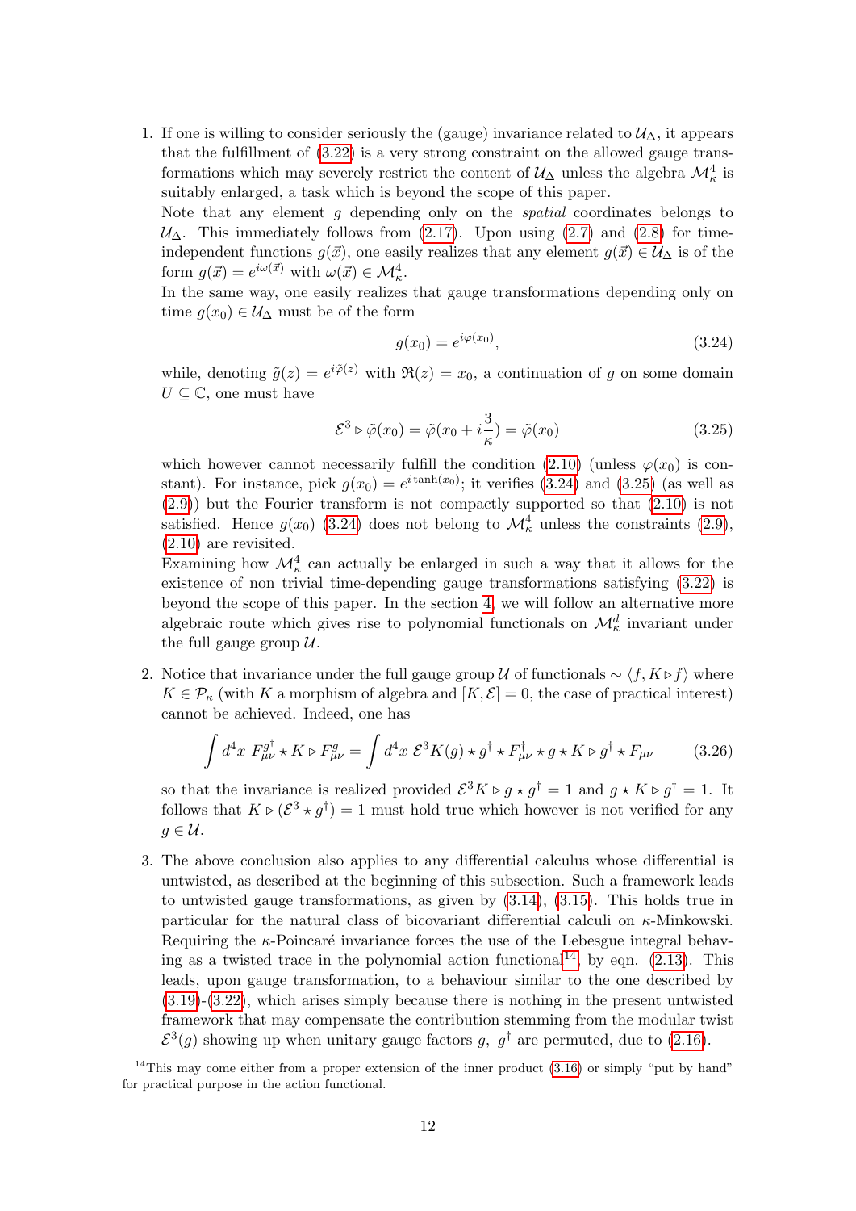1. If one is willing to consider seriously the (gauge) invariance related to $\mathcal{U}_\Delta$, it appears that the fulfillment of (3.22) is a very strong constraint on the allowed gauge transformations which may severely restrict the content of $\mathcal{U}_\Delta$ unless the algebra $\mathcal{M}^4_\kappa$ is suitably enlarged, a task which is beyond the scope of this paper.
   Note that any element $g$ depending only on the *spatial* coordinates belongs to $\mathcal{U}_\Delta$. This immediately follows from (2.17). Upon using (2.7) and (2.8) for time-independent functions $g(\vec{x})$, one easily realizes that any element $g(\vec{x}) \in \mathcal{U}_\Delta$ is of the form $g(\vec{x}) = e^{i\omega(\vec{x})}$ with $\omega(\vec{x}) \in \mathcal{M}^4_\kappa$.
   In the same way, one easily realizes that gauge transformations depending only on time $g(x_0) \in \mathcal{U}_\Delta$ must be of the form
   $$g(x_0) = e^{i\varphi(x_0)}, \tag{3.24}$$
   while, denoting $\tilde{g}(z) = e^{i\tilde{\varphi}(z)}$ with $\Re(z) = x_0$, a continuation of $g$ on some domain $U \subseteq \mathbb{C}$, one must have
   $$\mathcal{E}^3 \triangleright \tilde{\varphi}(x_0) = \tilde{\varphi}(x_0 + i\frac{3}{\kappa}) = \tilde{\varphi}(x_0) \tag{3.25}$$
   which however cannot necessarily fulfill the condition (2.10) (unless $\varphi(x_0)$ is constant). For instance, pick $g(x_0) = e^{i\tanh(x_0)}$; it verifies (3.24) and (3.25) (as well as (2.9)) but the Fourier transform is not compactly supported so that (2.10) is not satisfied. Hence $g(x_0)$ (3.24) does not belong to $\mathcal{M}^4_\kappa$ unless the constraints (2.9), (2.10) are revisited.
   Examining how $\mathcal{M}^4_\kappa$ can actually be enlarged in such a way that it allows for the existence of non trivial time-depending gauge transformations satisfying (3.22) is beyond the scope of this paper. In the section 4, we will follow an alternative more algebraic route which gives rise to polynomial functionals on $\mathcal{M}^d_\kappa$ invariant under the full gauge group $\mathcal{U}$.

2. Notice that invariance under the full gauge group $\mathcal{U}$ of functionals $\sim \langle f, K \triangleright f \rangle$ where $K \in \mathcal{P}_\kappa$ (with $K$ a morphism of algebra and $[K, \mathcal{E}] = 0$, the case of practical interest) cannot be achieved. Indeed, one has
   $$\int d^4x \ F^{g\dagger}_{\mu\nu} \star K \triangleright F^g_{\mu\nu} = \int d^4x \ \mathcal{E}^3 K(g) \star g^\dagger \star F^\dagger_{\mu\nu} \star g \star K \triangleright g^\dagger \star F_{\mu\nu} \tag{3.26}$$
   so that the invariance is realized provided $\mathcal{E}^3 K \triangleright g \star g^\dagger = 1$ and $g \star K \triangleright g^\dagger = 1$. It follows that $K \triangleright (\mathcal{E}^3 \star g^\dagger) = 1$ must hold true which however is not verified for any $g \in \mathcal{U}$.

3. The above conclusion also applies to any differential calculus whose differential is untwisted, as described at the beginning of this subsection. Such a framework leads to untwisted gauge transformations, as given by (3.14), (3.15). This holds true in particular for the natural class of bicovariant differential calculi on $\kappa$-Minkowski. Requiring the $\kappa$-Poincaré invariance forces the use of the Lebesgue integral behaving as a twisted trace in the polynomial action functional[14], by eqn. (2.13). This leads, upon gauge transformation, to a behaviour similar to the one described by (3.19)-(3.22), which arises simply because there is nothing in the present untwisted framework that may compensate the contribution stemming from the modular twist $\mathcal{E}^3(g)$ showing up when unitary gauge factors $g$, $g^\dagger$ are permuted, due to (2.16).

[14]This may come either from a proper extension of the inner product (3.16) or simply "put by hand" for practical purpose in the action functional.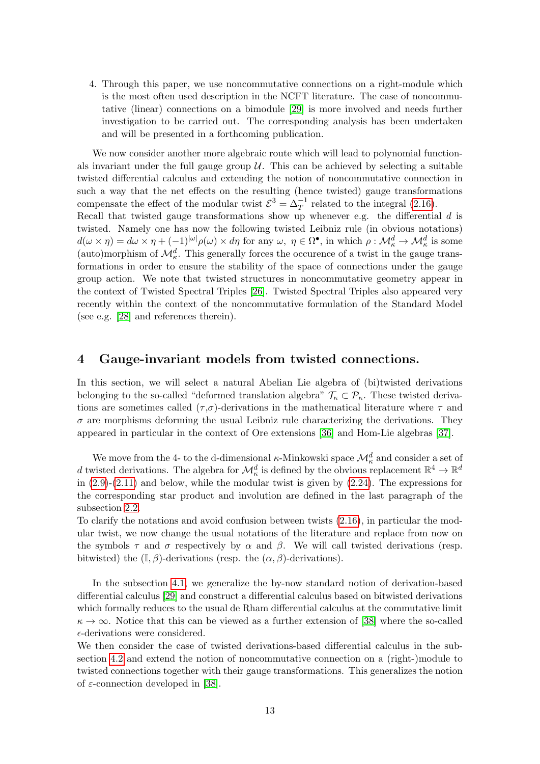4. Through this paper, we use noncommutative connections on a right-module which is the most often used description in the NCFT literature. The case of noncommutative (linear) connections on a bimodule [29] is more involved and needs further investigation to be carried out. The corresponding analysis has been undertaken and will be presented in a forthcoming publication.

We now consider another more algebraic route which will lead to polynomial functionals invariant under the full gauge group $\mathcal{U}$. This can be achieved by selecting a suitable twisted differential calculus and extending the notion of noncommutative connection in such a way that the net effects on the resulting (hence twisted) gauge transformations compensate the effect of the modular twist $\mathcal{E}^3 = \Delta_T^{-1}$ related to the integral (2.16).
Recall that twisted gauge transformations show up whenever e.g. the differential $d$ is twisted. Namely one has now the following twisted Leibniz rule (in obvious notations) $d(\omega \times \eta) = d\omega \times \eta + (-1)^{|\omega|}\rho(\omega) \times d\eta$ for any $\omega,\ \eta \in \Omega^\bullet$, in which $\rho : \mathcal{M}_\kappa^d \to \mathcal{M}_\kappa^d$ is some (auto)morphism of $\mathcal{M}_\kappa^d$. This generally forces the occurence of a twist in the gauge transformations in order to ensure the stability of the space of connections under the gauge group action. We note that twisted structures in noncommutative geometry appear in the context of Twisted Spectral Triples [26]. Twisted Spectral Triples also appeared very recently within the context of the noncommutative formulation of the Standard Model (see e.g. [28] and references therein).

## 4 Gauge-invariant models from twisted connections.

In this section, we will select a natural Abelian Lie algebra of (bi)twisted derivations belonging to the so-called "deformed translation algebra" $\mathcal{T}_\kappa \subset \mathcal{P}_\kappa$. These twisted derivations are sometimes called ($\tau$,$\sigma$)-derivations in the mathematical literature where $\tau$ and $\sigma$ are morphisms deforming the usual Leibniz rule characterizing the derivations. They appeared in particular in the context of Ore extensions [36] and Hom-Lie algebras [37].

We move from the 4- to the d-dimensional $\kappa$-Minkowski space $\mathcal{M}_\kappa^d$ and consider a set of $d$ twisted derivations. The algebra for $\mathcal{M}_\kappa^d$ is defined by the obvious replacement $\mathbb{R}^4 \to \mathbb{R}^d$ in (2.9)-(2.11) and below, while the modular twist is given by (2.24). The expressions for the corresponding star product and involution are defined in the last paragraph of the subsection 2.2.
To clarify the notations and avoid confusion between twists (2.16), in particular the modular twist, we now change the usual notations of the literature and replace from now on the symbols $\tau$ and $\sigma$ respectively by $\alpha$ and $\beta$. We will call twisted derivations (resp. bitwisted) the $(\mathbb{I}, \beta)$-derivations (resp. the $(\alpha, \beta)$-derivations).

In the subsection 4.1, we generalize the by-now standard notion of derivation-based differential calculus [29] and construct a differential calculus based on bitwisted derivations which formally reduces to the usual de Rham differential calculus at the commutative limit $\kappa \to \infty$. Notice that this can be viewed as a further extension of [38] where the so-called $\epsilon$-derivations were considered.
We then consider the case of twisted derivations-based differential calculus in the subsection 4.2 and extend the notion of noncommutative connection on a (right-)module to twisted connections together with their gauge transformations. This generalizes the notion of $\varepsilon$-connection developed in [38].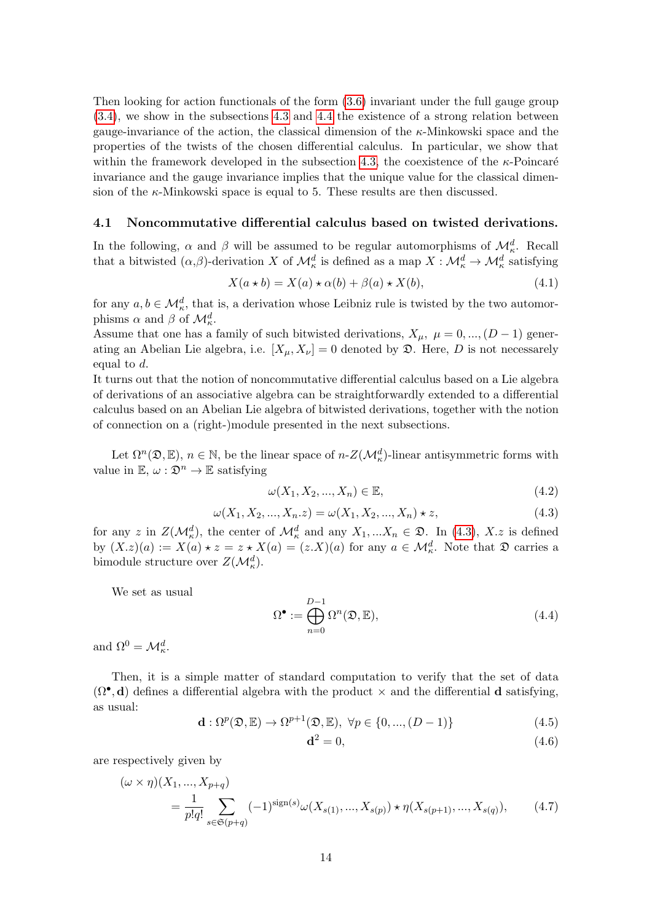Then looking for action functionals of the form (3.6) invariant under the full gauge group (3.4), we show in the subsections 4.3 and 4.4 the existence of a strong relation between gauge-invariance of the action, the classical dimension of the $\kappa$-Minkowski space and the properties of the twists of the chosen differential calculus. In particular, we show that within the framework developed in the subsection 4.3, the coexistence of the $\kappa$-Poincaré invariance and the gauge invariance implies that the unique value for the classical dimension of the $\kappa$-Minkowski space is equal to 5. These results are then discussed.

### 4.1 Noncommutative differential calculus based on twisted derivations.

In the following, $\alpha$ and $\beta$ will be assumed to be regular automorphisms of $\mathcal{M}^d_\kappa$. Recall that a bitwisted $(\alpha$,$\beta)$-derivation $X$ of $\mathcal{M}^d_\kappa$ is defined as a map $X : \mathcal{M}^d_\kappa \to \mathcal{M}^d_\kappa$ satisfying

$$X(a \star b) = X(a) \star \alpha(b) + \beta(a) \star X(b), \tag{4.1}$$

for any $a, b \in \mathcal{M}^d_\kappa$, that is, a derivation whose Leibniz rule is twisted by the two automorphisms $\alpha$ and $\beta$ of $\mathcal{M}^d_\kappa$.

Assume that one has a family of such bitwisted derivations, $X_\mu$, $\mu = 0, ..., (D-1)$ generating an Abelian Lie algebra, i.e. $[X_\mu, X_\nu] = 0$ denoted by $\mathfrak{D}$. Here, $D$ is not necessarely equal to $d$.

It turns out that the notion of noncommutative differential calculus based on a Lie algebra of derivations of an associative algebra can be straightforwardly extended to a differential calculus based on an Abelian Lie algebra of bitwisted derivations, together with the notion of connection on a (right-)module presented in the next subsections.

Let $\Omega^n(\mathfrak{D}, \mathbb{E})$, $n \in \mathbb{N}$, be the linear space of $n$-$Z(\mathcal{M}^d_\kappa)$-linear antisymmetric forms with value in $\mathbb{E}$, $\omega : \mathfrak{D}^n \to \mathbb{E}$ satisfying

$$\omega(X_1, X_2, ..., X_n) \in \mathbb{E}, \tag{4.2}$$

$$\omega(X_1, X_2, ..., X_n.z) = \omega(X_1, X_2, ..., X_n) \star z, \tag{4.3}$$

for any $z$ in $Z(\mathcal{M}^d_\kappa)$, the center of $\mathcal{M}^d_\kappa$ and any $X_1, ...X_n \in \mathfrak{D}$. In (4.3), $X.z$ is defined by $(X.z)(a) := X(a) \star z = z \star X(a) = (z.X)(a)$ for any $a \in \mathcal{M}^d_\kappa$. Note that $\mathfrak{D}$ carries a bimodule structure over $Z(\mathcal{M}^d_\kappa)$.

We set as usual

$$\Omega^\bullet := \bigoplus_{n=0}^{D-1} \Omega^n(\mathfrak{D}, \mathbb{E}), \tag{4.4}$$

and $\Omega^0 = \mathcal{M}^d_\kappa$.

Then, it is a simple matter of standard computation to verify that the set of data $(\Omega^\bullet, \mathbf{d})$ defines a differential algebra with the product $\times$ and the differential $\mathbf{d}$ satisfying, as usual:

$$\mathbf{d} : \Omega^p(\mathfrak{D}, \mathbb{E}) \to \Omega^{p+1}(\mathfrak{D}, \mathbb{E}),\ \forall p \in \{0, ..., (D-1)\} \tag{4.5}$$

$$\mathbf{d}^2 = 0, \tag{4.6}$$

are respectively given by

$$(\omega \times \eta)(X_1, ..., X_{p+q}) = \frac{1}{p!q!} \sum_{s \in \mathfrak{S}(p+q)} (-1)^{\text{sign}(s)} \omega(X_{s(1)}, ..., X_{s(p)}) \star \eta(X_{s(p+1)}, ..., X_{s(q)}), \tag{4.7}$$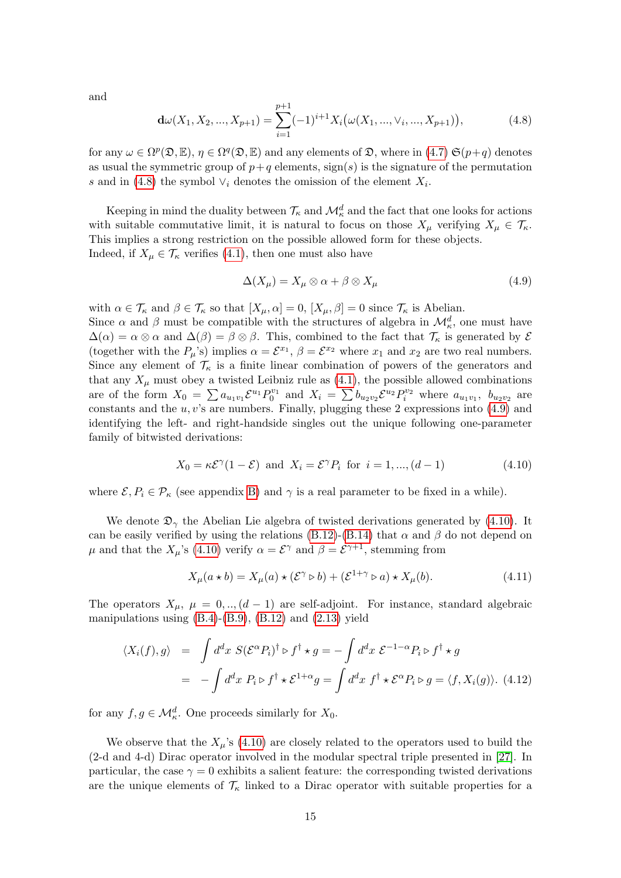and

$$\mathbf{d}\omega(X_1, X_2, ..., X_{p+1}) = \sum_{i=1}^{p+1}(-1)^{i+1}X_i\big(\omega(X_1, ..., \vee_i, ..., X_{p+1})\big), \tag{4.8}$$

for any $\omega \in \Omega^p(\mathfrak{D}, \mathbb{E})$, $\eta \in \Omega^q(\mathfrak{D}, \mathbb{E})$ and any elements of $\mathfrak{D}$, where in (4.7) $\mathfrak{S}(p+q)$ denotes as usual the symmetric group of $p+q$ elements, $\text{sign}(s)$ is the signature of the permutation $s$ and in (4.8) the symbol $\vee_i$ denotes the omission of the element $X_i$.

Keeping in mind the duality between $\mathcal{T}_\kappa$ and $\mathcal{M}_\kappa^d$ and the fact that one looks for actions with suitable commutative limit, it is natural to focus on those $X_\mu$ verifying $X_\mu \in \mathcal{T}_\kappa$. This implies a strong restriction on the possible allowed form for these objects.
Indeed, if $X_\mu \in \mathcal{T}_\kappa$ verifies (4.1), then one must also have

$$\Delta(X_\mu) = X_\mu \otimes \alpha + \beta \otimes X_\mu \tag{4.9}$$

with $\alpha \in \mathcal{T}_\kappa$ and $\beta \in \mathcal{T}_\kappa$ so that $[X_\mu, \alpha] = 0$, $[X_\mu, \beta] = 0$ since $\mathcal{T}_\kappa$ is Abelian.
Since $\alpha$ and $\beta$ must be compatible with the structures of algebra in $\mathcal{M}_\kappa^d$, one must have $\Delta(\alpha) = \alpha \otimes \alpha$ and $\Delta(\beta) = \beta \otimes \beta$. This, combined to the fact that $\mathcal{T}_\kappa$ is generated by $\mathcal{E}$ (together with the $P_\mu$'s) implies $\alpha = \mathcal{E}^{x_1}$, $\beta = \mathcal{E}^{x_2}$ where $x_1$ and $x_2$ are two real numbers. Since any element of $\mathcal{T}_\kappa$ is a finite linear combination of powers of the generators and that any $X_\mu$ must obey a twisted Leibniz rule as (4.1), the possible allowed combinations are of the form $X_0 = \sum a_{u_1v_1}\mathcal{E}^{u_1}P_0^{v_1}$ and $X_i = \sum b_{u_2v_2}\mathcal{E}^{u_2}P_i^{v_2}$ where $a_{u_1v_1}$, $b_{u_2v_2}$ are constants and the $u, v$'s are numbers. Finally, plugging these 2 expressions into (4.9) and identifying the left- and right-handside singles out the unique following one-parameter family of bitwisted derivations:

$$X_0 = \kappa\mathcal{E}^\gamma(1-\mathcal{E}) \text{ and } X_i = \mathcal{E}^\gamma P_i \text{ for } i = 1, ..., (d-1) \tag{4.10}$$

where $\mathcal{E}, P_i \in \mathcal{P}_\kappa$ (see appendix B) and $\gamma$ is a real parameter to be fixed in a while).

We denote $\mathfrak{D}_\gamma$ the Abelian Lie algebra of twisted derivations generated by (4.10). It can be easily verified by using the relations (B.12)-(B.14) that $\alpha$ and $\beta$ do not depend on $\mu$ and that the $X_\mu$'s (4.10) verify $\alpha = \mathcal{E}^\gamma$ and $\beta = \mathcal{E}^{\gamma+1}$, stemming from

$$X_\mu(a \star b) = X_\mu(a) \star (\mathcal{E}^\gamma \triangleright b) + (\mathcal{E}^{1+\gamma} \triangleright a) \star X_\mu(b). \tag{4.11}$$

The operators $X_\mu$, $\mu = 0, .., (d-1)$ are self-adjoint. For instance, standard algebraic manipulations using (B.4)-(B.9), (B.12) and (2.13) yield

$$\begin{aligned}
\langle X_i(f), g\rangle &= \int d^dx\ S(\mathcal{E}^\alpha P_i)^\dagger \triangleright f^\dagger \star g = -\int d^dx\ \mathcal{E}^{-1-\alpha}P_i \triangleright f^\dagger \star g \\
&= -\int d^dx\ P_i \triangleright f^\dagger \star \mathcal{E}^{1+\alpha} g = \int d^dx\ f^\dagger \star \mathcal{E}^\alpha P_i \triangleright g = \langle f, X_i(g)\rangle. \quad (4.12)
\end{aligned}$$

for any $f, g \in \mathcal{M}_\kappa^d$. One proceeds similarly for $X_0$.

We observe that the $X_\mu$'s (4.10) are closely related to the operators used to build the (2-d and 4-d) Dirac operator involved in the modular spectral triple presented in [27]. In particular, the case $\gamma = 0$ exhibits a salient feature: the corresponding twisted derivations are the unique elements of $\mathcal{T}_\kappa$ linked to a Dirac operator with suitable properties for a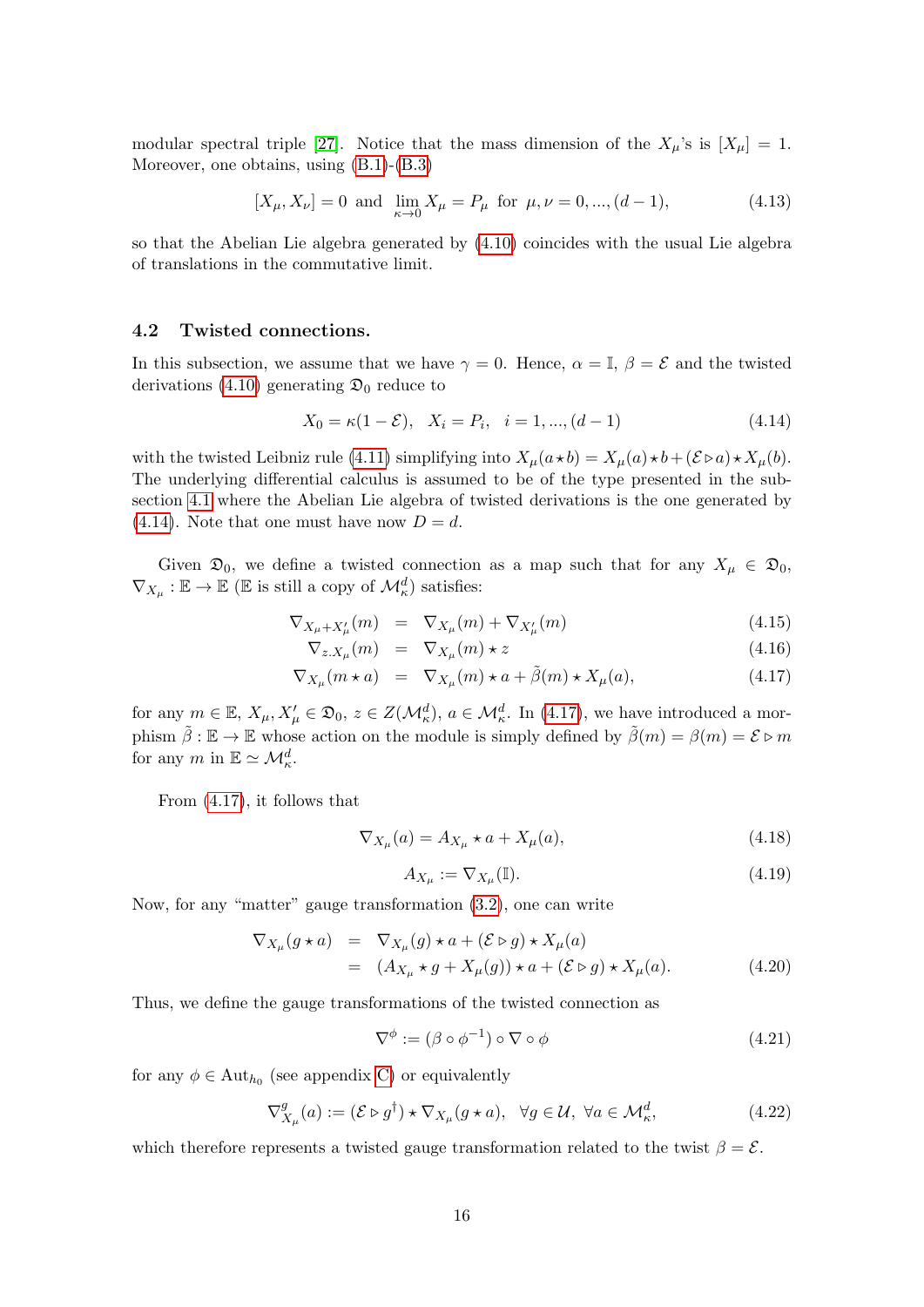modular spectral triple [27]. Notice that the mass dimension of the $X_\mu$'s is $[X_\mu] = 1$. Moreover, one obtains, using (B.1)-(B.3)

$$[X_\mu, X_\nu] = 0 \;\text{ and }\; \lim_{\kappa \to 0} X_\mu = P_\mu \;\text{ for }\; \mu, \nu = 0, ..., (d-1), \tag{4.13}$$

so that the Abelian Lie algebra generated by (4.10) coincides with the usual Lie algebra of translations in the commutative limit.

### 4.2 Twisted connections.

In this subsection, we assume that we have $\gamma = 0$. Hence, $\alpha = \mathbb{I}$, $\beta = \mathcal{E}$ and the twisted derivations (4.10) generating $\mathfrak{D}_0$ reduce to

$$X_0 = \kappa(1 - \mathcal{E}), \quad X_i = P_i, \quad i = 1, ..., (d-1) \tag{4.14}$$

with the twisted Leibniz rule (4.11) simplifying into $X_\mu(a \star b) = X_\mu(a) \star b + (\mathcal{E} \triangleright a) \star X_\mu(b)$. The underlying differential calculus is assumed to be of the type presented in the subsection 4.1 where the Abelian Lie algebra of twisted derivations is the one generated by (4.14). Note that one must have now $D = d$.

Given $\mathfrak{D}_0$, we define a twisted connection as a map such that for any $X_\mu \in \mathfrak{D}_0$, $\nabla_{X_\mu} : \mathbb{E} \to \mathbb{E}$ ($\mathbb{E}$ is still a copy of $\mathcal{M}^d_\kappa$) satisfies:

$$\nabla_{X_\mu + X'_\mu}(m) = \nabla_{X_\mu}(m) + \nabla_{X'_\mu}(m) \tag{4.15}$$

$$\nabla_{z.X_\mu}(m) = \nabla_{X_\mu}(m) \star z \tag{4.16}$$

$$\nabla_{X_\mu}(m \star a) = \nabla_{X_\mu}(m) \star a + \tilde{\beta}(m) \star X_\mu(a), \tag{4.17}$$

for any $m \in \mathbb{E}$, $X_\mu, X'_\mu \in \mathfrak{D}_0$, $z \in Z(\mathcal{M}^d_\kappa)$, $a \in \mathcal{M}^d_\kappa$. In (4.17), we have introduced a morphism $\tilde{\beta} : \mathbb{E} \to \mathbb{E}$ whose action on the module is simply defined by $\tilde{\beta}(m) = \beta(m) = \mathcal{E} \triangleright m$ for any $m$ in $\mathbb{E} \simeq \mathcal{M}^d_\kappa$.

From (4.17), it follows that

$$\nabla_{X_\mu}(a) = A_{X_\mu} \star a + X_\mu(a), \tag{4.18}$$

$$A_{X_\mu} := \nabla_{X_\mu}(\mathbb{I}). \tag{4.19}$$

Now, for any "matter" gauge transformation (3.2), one can write

$$\begin{aligned} \nabla_{X_\mu}(g \star a) &= \nabla_{X_\mu}(g) \star a + (\mathcal{E} \triangleright g) \star X_\mu(a) \\ &= (A_{X_\mu} \star g + X_\mu(g)) \star a + (\mathcal{E} \triangleright g) \star X_\mu(a). \end{aligned} \tag{4.20}$$

Thus, we define the gauge transformations of the twisted connection as

$$\nabla^\phi := (\beta \circ \phi^{-1}) \circ \nabla \circ \phi \tag{4.21}$$

for any $\phi \in \mathrm{Aut}_{h_0}$ (see appendix C) or equivalently

$$\nabla^g_{X_\mu}(a) := (\mathcal{E} \triangleright g^\dagger) \star \nabla_{X_\mu}(g \star a), \quad \forall g \in \mathcal{U}, \; \forall a \in \mathcal{M}^d_\kappa, \tag{4.22}$$

which therefore represents a twisted gauge transformation related to the twist $\beta = \mathcal{E}$.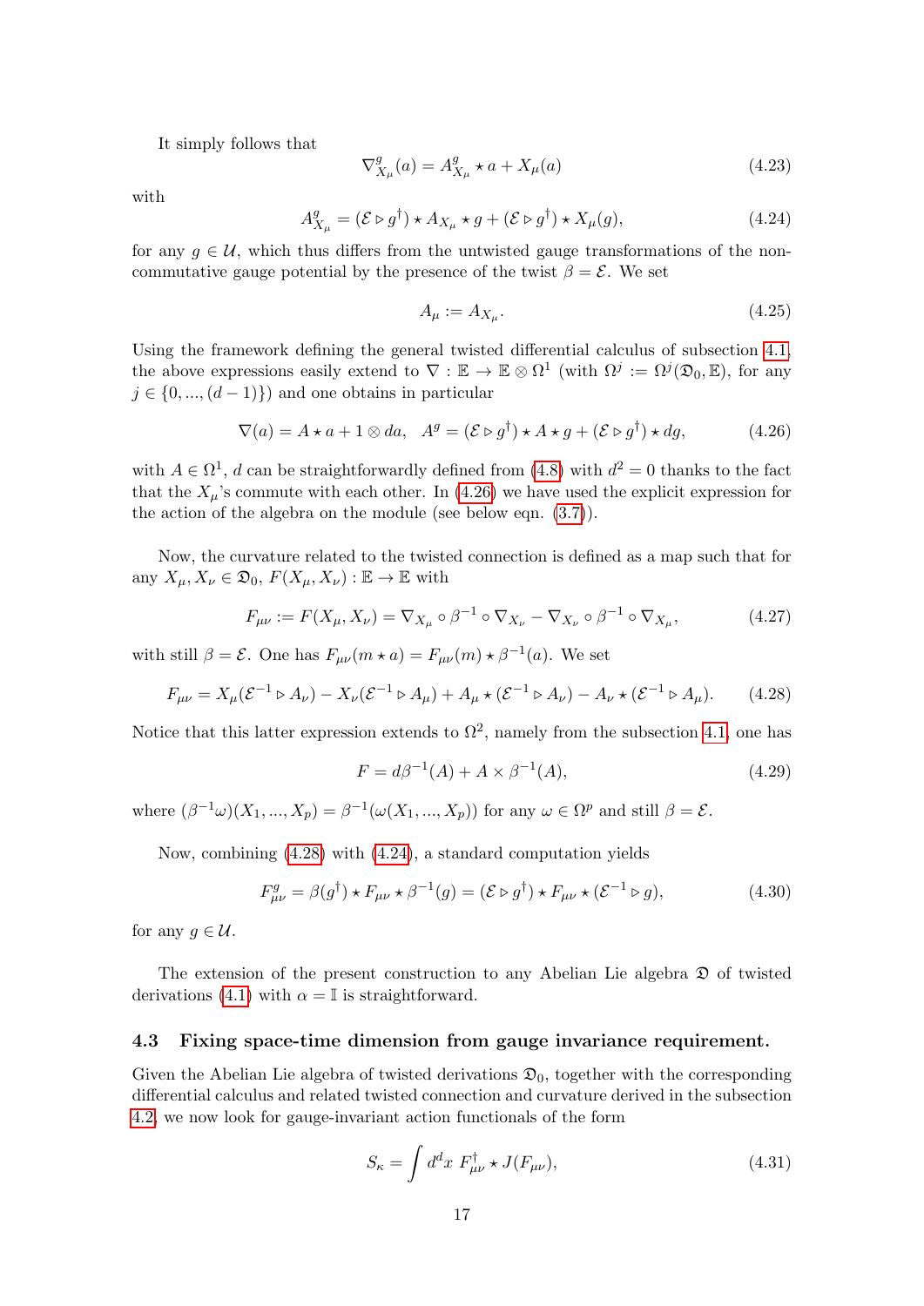It simply follows that

$$\nabla^g_{X_\mu}(a) = A^g_{X_\mu} \star a + X_\mu(a) \tag{4.23}$$

with

$$A^g_{X_\mu} = (\mathcal{E} \triangleright g^\dagger) \star A_{X_\mu} \star g + (\mathcal{E} \triangleright g^\dagger) \star X_\mu(g), \tag{4.24}$$

for any $g \in \mathcal{U}$, which thus differs from the untwisted gauge transformations of the noncommutative gauge potential by the presence of the twist $\beta = \mathcal{E}$. We set

$$A_\mu := A_{X_\mu}. \tag{4.25}$$

Using the framework defining the general twisted differential calculus of subsection 4.1, the above expressions easily extend to $\nabla : \mathbb{E} \to \mathbb{E} \otimes \Omega^1$ (with $\Omega^j := \Omega^j(\mathfrak{D}_0, \mathbb{E})$, for any $j \in \{0, ..., (d-1)\}$) and one obtains in particular

$$\nabla(a) = A \star a + 1 \otimes da, \quad A^g = (\mathcal{E} \triangleright g^\dagger) \star A \star g + (\mathcal{E} \triangleright g^\dagger) \star dg, \tag{4.26}$$

with $A \in \Omega^1$, $d$ can be straightforwardly defined from (4.8) with $d^2 = 0$ thanks to the fact that the $X_\mu$'s commute with each other. In (4.26) we have used the explicit expression for the action of the algebra on the module (see below eqn. (3.7)).

Now, the curvature related to the twisted connection is defined as a map such that for any $X_\mu, X_\nu \in \mathfrak{D}_0$, $F(X_\mu, X_\nu) : \mathbb{E} \to \mathbb{E}$ with

$$F_{\mu\nu} := F(X_\mu, X_\nu) = \nabla_{X_\mu} \circ \beta^{-1} \circ \nabla_{X_\nu} - \nabla_{X_\nu} \circ \beta^{-1} \circ \nabla_{X_\mu}, \tag{4.27}$$

with still $\beta = \mathcal{E}$. One has $F_{\mu\nu}(m \star a) = F_{\mu\nu}(m) \star \beta^{-1}(a)$. We set

$$F_{\mu\nu} = X_\mu(\mathcal{E}^{-1} \triangleright A_\nu) - X_\nu(\mathcal{E}^{-1} \triangleright A_\mu) + A_\mu \star (\mathcal{E}^{-1} \triangleright A_\nu) - A_\nu \star (\mathcal{E}^{-1} \triangleright A_\mu). \tag{4.28}$$

Notice that this latter expression extends to $\Omega^2$, namely from the subsection 4.1, one has

$$F = d\beta^{-1}(A) + A \times \beta^{-1}(A), \tag{4.29}$$

where $(\beta^{-1}\omega)(X_1, ..., X_p) = \beta^{-1}(\omega(X_1, ..., X_p))$ for any $\omega \in \Omega^p$ and still $\beta = \mathcal{E}$.

Now, combining (4.28) with (4.24), a standard computation yields

$$F^g_{\mu\nu} = \beta(g^\dagger) \star F_{\mu\nu} \star \beta^{-1}(g) = (\mathcal{E} \triangleright g^\dagger) \star F_{\mu\nu} \star (\mathcal{E}^{-1} \triangleright g), \tag{4.30}$$

for any $g \in \mathcal{U}$.

The extension of the present construction to any Abelian Lie algebra $\mathfrak{D}$ of twisted derivations (4.1) with $\alpha = \mathbb{I}$ is straightforward.

### 4.3 Fixing space-time dimension from gauge invariance requirement.

Given the Abelian Lie algebra of twisted derivations $\mathfrak{D}_0$, together with the corresponding differential calculus and related twisted connection and curvature derived in the subsection 4.2, we now look for gauge-invariant action functionals of the form

$$S_\kappa = \int d^dx \; F^\dagger_{\mu\nu} \star J(F_{\mu\nu}), \tag{4.31}$$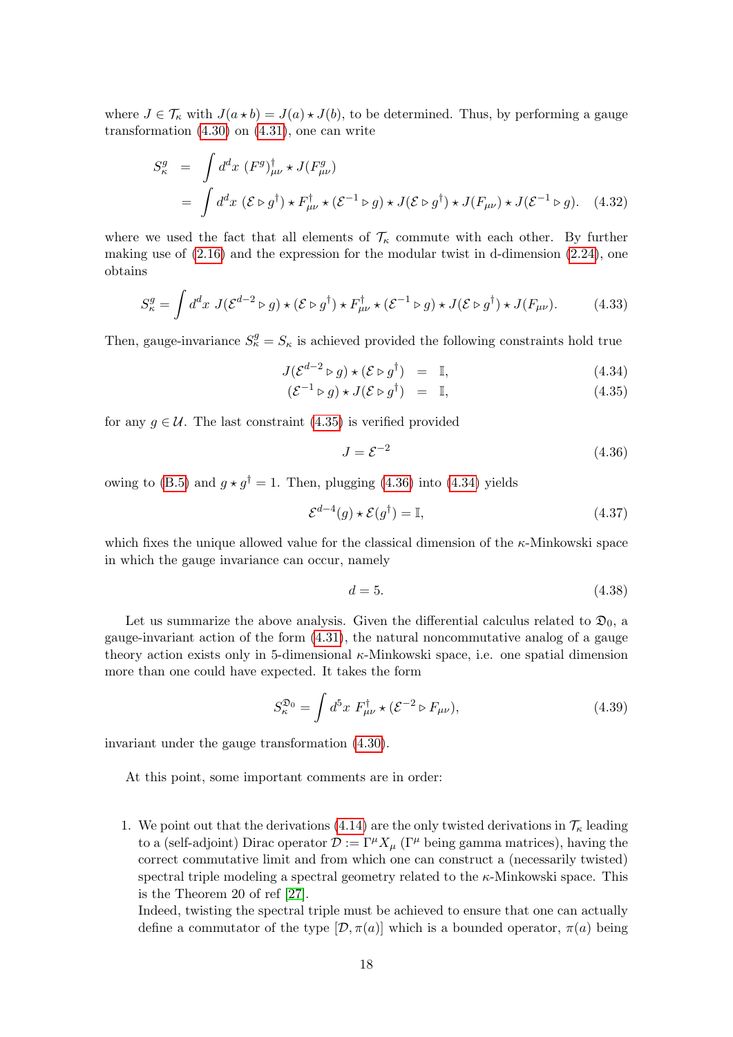where $J \in \mathcal{T}_\kappa$ with $J(a \star b) = J(a) \star J(b)$, to be determined. Thus, by performing a gauge transformation (4.30) on (4.31), one can write

$$
\begin{aligned}
S_\kappa^g &= \int d^dx \; (F^g)^\dagger_{\mu\nu} \star J(F^g_{\mu\nu}) \\
&= \int d^dx \; (\mathcal{E} \triangleright g^\dagger) \star F^\dagger_{\mu\nu} \star (\mathcal{E}^{-1} \triangleright g) \star J(\mathcal{E} \triangleright g^\dagger) \star J(F_{\mu\nu}) \star J(\mathcal{E}^{-1} \triangleright g). \qquad (4.32)
\end{aligned}
$$

where we used the fact that all elements of $\mathcal{T}_\kappa$ commute with each other. By further making use of (2.16) and the expression for the modular twist in d-dimension (2.24), one obtains

$$
S_\kappa^g = \int d^dx \; J(\mathcal{E}^{d-2} \triangleright g) \star (\mathcal{E} \triangleright g^\dagger) \star F^\dagger_{\mu\nu} \star (\mathcal{E}^{-1} \triangleright g) \star J(\mathcal{E} \triangleright g^\dagger) \star J(F_{\mu\nu}). \qquad (4.33)
$$

Then, gauge-invariance $S_\kappa^g = S_\kappa$ is achieved provided the following constraints hold true

$$
J(\mathcal{E}^{d-2} \triangleright g) \star (\mathcal{E} \triangleright g^\dagger) = \mathbb{I}, \qquad (4.34)
$$

$$
(\mathcal{E}^{-1} \triangleright g) \star J(\mathcal{E} \triangleright g^\dagger) = \mathbb{I}, \qquad (4.35)
$$

for any $g \in \mathcal{U}$. The last constraint (4.35) is verified provided

$$
J = \mathcal{E}^{-2} \qquad (4.36)
$$

owing to (B.5) and $g \star g^\dagger = 1$. Then, plugging (4.36) into (4.34) yields

$$
\mathcal{E}^{d-4}(g) \star \mathcal{E}(g^\dagger) = \mathbb{I}, \qquad (4.37)
$$

which fixes the unique allowed value for the classical dimension of the $\kappa$-Minkowski space in which the gauge invariance can occur, namely

$$
d = 5. \qquad (4.38)
$$

Let us summarize the above analysis. Given the differential calculus related to $\mathfrak{D}_0$, a gauge-invariant action of the form (4.31), the natural noncommutative analog of a gauge theory action exists only in 5-dimensional $\kappa$-Minkowski space, i.e. one spatial dimension more than one could have expected. It takes the form

$$
S_\kappa^{\mathfrak{D}_0} = \int d^5x \; F^\dagger_{\mu\nu} \star (\mathcal{E}^{-2} \triangleright F_{\mu\nu}), \qquad (4.39)
$$

invariant under the gauge transformation (4.30).

At this point, some important comments are in order:

1. We point out that the derivations (4.14) are the only twisted derivations in $\mathcal{T}_\kappa$ leading to a (self-adjoint) Dirac operator $\mathcal{D} := \Gamma^\mu X_\mu$ ($\Gamma^\mu$ being gamma matrices), having the correct commutative limit and from which one can construct a (necessarily twisted) spectral triple modeling a spectral geometry related to the $\kappa$-Minkowski space. This is the Theorem 20 of ref [27].
   Indeed, twisting the spectral triple must be achieved to ensure that one can actually define a commutator of the type $[\mathcal{D}, \pi(a)]$ which is a bounded operator, $\pi(a)$ being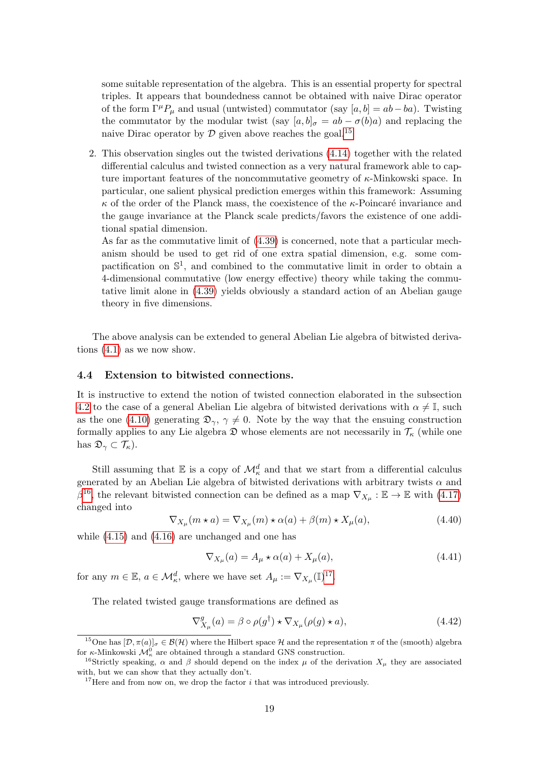some suitable representation of the algebra. This is an essential property for spectral triples. It appears that boundedness cannot be obtained with naive Dirac operator of the form $\Gamma^\mu P_\mu$ and usual (untwisted) commutator (say $[a,b] = ab - ba$). Twisting the commutator by the modular twist (say $[a,b]_\sigma = ab - \sigma(b)a$) and replacing the naive Dirac operator by $\mathcal{D}$ given above reaches the goal.[15]

2. This observation singles out the twisted derivations (4.14) together with the related differential calculus and twisted connection as a very natural framework able to capture important features of the noncommutative geometry of $\kappa$-Minkowski space. In particular, one salient physical prediction emerges within this framework: Assuming $\kappa$ of the order of the Planck mass, the coexistence of the $\kappa$-Poincaré invariance and the gauge invariance at the Planck scale predicts/favors the existence of one additional spatial dimension.
   As far as the commutative limit of (4.39) is concerned, note that a particular mechanism should be used to get rid of one extra spatial dimension, e.g. some compactification on $\mathbb{S}^1$, and combined to the commutative limit in order to obtain a 4-dimensional commutative (low energy effective) theory while taking the commutative limit alone in (4.39) yields obviously a standard action of an Abelian gauge theory in five dimensions.

The above analysis can be extended to general Abelian Lie algebra of bitwisted derivations (4.1) as we now show.

### 4.4 Extension to bitwisted connections.

It is instructive to extend the notion of twisted connection elaborated in the subsection 4.2 to the case of a general Abelian Lie algebra of bitwisted derivations with $\alpha \neq \mathbb{I}$, such as the one (4.10) generating $\mathfrak{D}_\gamma$, $\gamma \neq 0$. Note by the way that the ensuing construction formally applies to any Lie algebra $\mathfrak{D}$ whose elements are not necessarily in $\mathcal{T}_\kappa$ (while one has $\mathfrak{D}_\gamma \subset \mathcal{T}_\kappa$).

Still assuming that $\mathbb{E}$ is a copy of $\mathcal{M}^d_\kappa$ and that we start from a differential calculus generated by an Abelian Lie algebra of bitwisted derivations with arbitrary twists $\alpha$ and $\beta$[16], the relevant bitwisted connection can be defined as a map $\nabla_{X_\mu} : \mathbb{E} \to \mathbb{E}$ with (4.17) changed into

$$\nabla_{X_\mu}(m \star a) = \nabla_{X_\mu}(m) \star \alpha(a) + \beta(m) \star X_\mu(a), \tag{4.40}$$

while (4.15) and (4.16) are unchanged and one has

$$\nabla_{X_\mu}(a) = A_\mu \star \alpha(a) + X_\mu(a), \tag{4.41}$$

for any $m \in \mathbb{E}$, $a \in \mathcal{M}^d_\kappa$, where we have set $A_\mu := \nabla_{X_\mu}(\mathbb{I})$[17].

The related twisted gauge transformations are defined as

$$\nabla^g_{X_\mu}(a) = \beta \circ \rho(g^\dagger) \star \nabla_{X_\mu}(\rho(g) \star a), \tag{4.42}$$

---

[15] One has $[\mathcal{D}, \pi(a)]_\sigma \in \mathcal{B}(\mathcal{H})$ where the Hilbert space $\mathcal{H}$ and the representation $\pi$ of the (smooth) algebra for $\kappa$-Minkowski $\mathcal{M}^0_\kappa$ are obtained through a standard GNS construction.

[16] Strictly speaking, $\alpha$ and $\beta$ should depend on the index $\mu$ of the derivation $X_\mu$ they are associated with, but we can show that they actually don't.

[17] Here and from now on, we drop the factor $i$ that was introduced previously.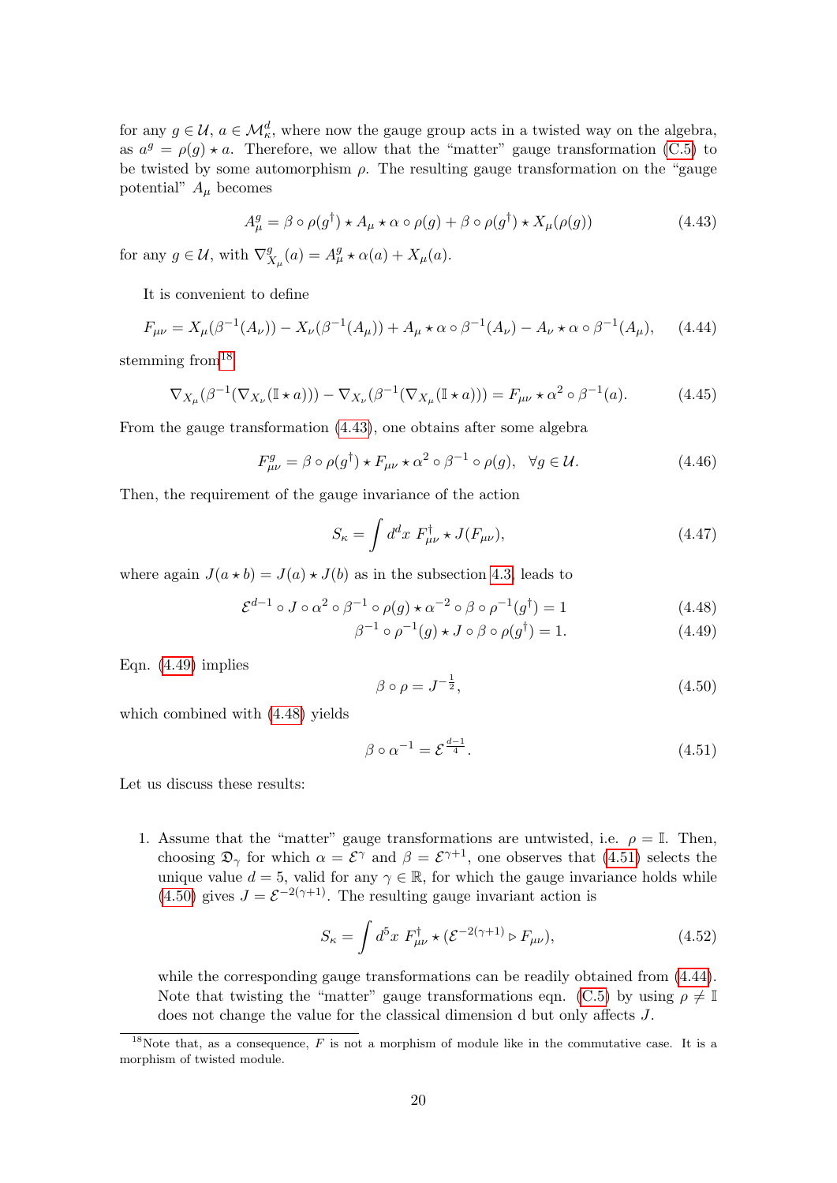for any $g \in \mathcal{U}$, $a \in \mathcal{M}^d_\kappa$, where now the gauge group acts in a twisted way on the algebra, as $a^g = \rho(g) \star a$. Therefore, we allow that the "matter" gauge transformation (C.5) to be twisted by some automorphism $\rho$. The resulting gauge transformation on the "gauge potential" $A_\mu$ becomes

$$A^g_\mu = \beta \circ \rho(g^\dagger) \star A_\mu \star \alpha \circ \rho(g) + \beta \circ \rho(g^\dagger) \star X_\mu(\rho(g)) \tag{4.43}$$

for any $g \in \mathcal{U}$, with $\nabla^g_{X_\mu}(a) = A^g_\mu \star \alpha(a) + X_\mu(a)$.

It is convenient to define

$$F_{\mu\nu} = X_\mu(\beta^{-1}(A_\nu)) - X_\nu(\beta^{-1}(A_\mu)) + A_\mu \star \alpha \circ \beta^{-1}(A_\nu) - A_\nu \star \alpha \circ \beta^{-1}(A_\mu), \tag{4.44}$$

stemming from[18]

$$\nabla_{X_\mu}(\beta^{-1}(\nabla_{X_\nu}(\mathbb{I} \star a))) - \nabla_{X_\nu}(\beta^{-1}(\nabla_{X_\mu}(\mathbb{I} \star a))) = F_{\mu\nu} \star \alpha^2 \circ \beta^{-1}(a). \tag{4.45}$$

From the gauge transformation (4.43), one obtains after some algebra

$$F^g_{\mu\nu} = \beta \circ \rho(g^\dagger) \star F_{\mu\nu} \star \alpha^2 \circ \beta^{-1} \circ \rho(g), \quad \forall g \in \mathcal{U}. \tag{4.46}$$

Then, the requirement of the gauge invariance of the action

$$S_\kappa = \int d^dx \; F^\dagger_{\mu\nu} \star J(F_{\mu\nu}), \tag{4.47}$$

where again $J(a \star b) = J(a) \star J(b)$ as in the subsection 4.3, leads to

$$\mathcal{E}^{d-1} \circ J \circ \alpha^2 \circ \beta^{-1} \circ \rho(g) \star \alpha^{-2} \circ \beta \circ \rho^{-1}(g^\dagger) = 1 \tag{4.48}$$

$$\beta^{-1} \circ \rho^{-1}(g) \star J \circ \beta \circ \rho(g^\dagger) = 1. \tag{4.49}$$

Eqn. (4.49) implies

$$\beta \circ \rho = J^{-\frac{1}{2}}, \tag{4.50}$$

which combined with (4.48) yields

$$\beta \circ \alpha^{-1} = \mathcal{E}^{\frac{d-1}{4}}. \tag{4.51}$$

Let us discuss these results:

1. Assume that the "matter" gauge transformations are untwisted, i.e. $\rho = \mathbb{I}$. Then, choosing $\mathfrak{D}_\gamma$ for which $\alpha = \mathcal{E}^\gamma$ and $\beta = \mathcal{E}^{\gamma+1}$, one observes that (4.51) selects the unique value $d = 5$, valid for any $\gamma \in \mathbb{R}$, for which the gauge invariance holds while (4.50) gives $J = \mathcal{E}^{-2(\gamma+1)}$. The resulting gauge invariant action is

$$S_\kappa = \int d^5x \; F^\dagger_{\mu\nu} \star (\mathcal{E}^{-2(\gamma+1)} \triangleright F_{\mu\nu}), \tag{4.52}$$

while the corresponding gauge transformations can be readily obtained from (4.44). Note that twisting the "matter" gauge transformations eqn. (C.5) by using $\rho \neq \mathbb{I}$ does not change the value for the classical dimension d but only affects $J$.

[18] Note that, as a consequence, $F$ is not a morphism of module like in the commutative case. It is a morphism of twisted module.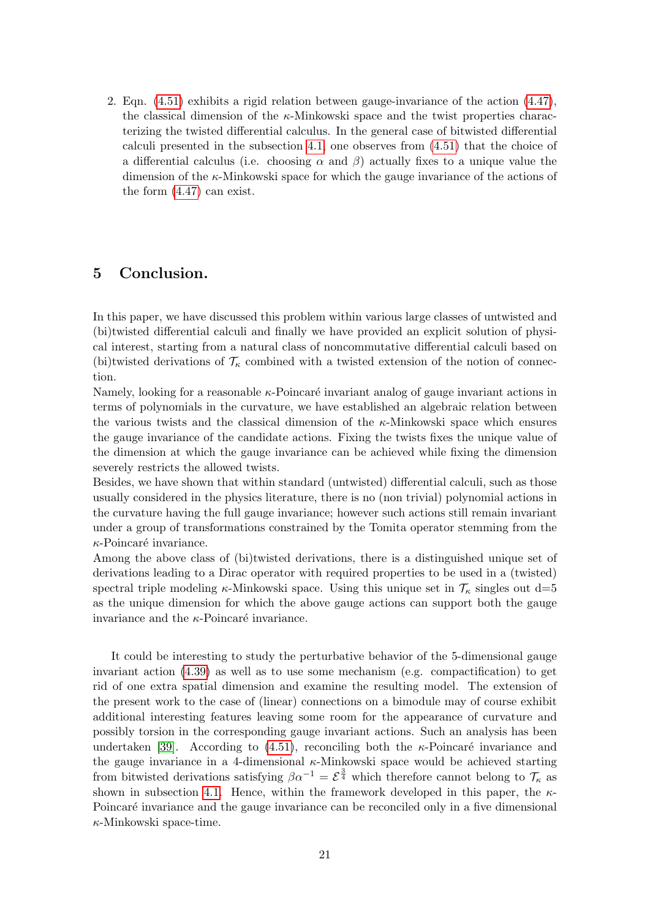2. Eqn. (4.51) exhibits a rigid relation between gauge-invariance of the action (4.47), the classical dimension of the $\kappa$-Minkowski space and the twist properties characterizing the twisted differential calculus. In the general case of bitwisted differential calculi presented in the subsection 4.1, one observes from (4.51) that the choice of a differential calculus (i.e. choosing $\alpha$ and $\beta$) actually fixes to a unique value the dimension of the $\kappa$-Minkowski space for which the gauge invariance of the actions of the form (4.47) can exist.

# 5 Conclusion.

In this paper, we have discussed this problem within various large classes of untwisted and (bi)twisted differential calculi and finally we have provided an explicit solution of physical interest, starting from a natural class of noncommutative differential calculi based on (bi)twisted derivations of $\mathcal{T}_\kappa$ combined with a twisted extension of the notion of connection.

Namely, looking for a reasonable $\kappa$-Poincaré invariant analog of gauge invariant actions in terms of polynomials in the curvature, we have established an algebraic relation between the various twists and the classical dimension of the $\kappa$-Minkowski space which ensures the gauge invariance of the candidate actions. Fixing the twists fixes the unique value of the dimension at which the gauge invariance can be achieved while fixing the dimension severely restricts the allowed twists.

Besides, we have shown that within standard (untwisted) differential calculi, such as those usually considered in the physics literature, there is no (non trivial) polynomial actions in the curvature having the full gauge invariance; however such actions still remain invariant under a group of transformations constrained by the Tomita operator stemming from the $\kappa$-Poincaré invariance.

Among the above class of (bi)twisted derivations, there is a distinguished unique set of derivations leading to a Dirac operator with required properties to be used in a (twisted) spectral triple modeling $\kappa$-Minkowski space. Using this unique set in $\mathcal{T}_\kappa$ singles out d=5 as the unique dimension for which the above gauge actions can support both the gauge invariance and the $\kappa$-Poincaré invariance.

It could be interesting to study the perturbative behavior of the 5-dimensional gauge invariant action (4.39) as well as to use some mechanism (e.g. compactification) to get rid of one extra spatial dimension and examine the resulting model. The extension of the present work to the case of (linear) connections on a bimodule may of course exhibit additional interesting features leaving some room for the appearance of curvature and possibly torsion in the corresponding gauge invariant actions. Such an analysis has been undertaken [39]. According to (4.51), reconciling both the $\kappa$-Poincaré invariance and the gauge invariance in a 4-dimensional $\kappa$-Minkowski space would be achieved starting from bitwisted derivations satisfying $\beta\alpha^{-1} = \mathcal{E}^{\frac{3}{4}}$ which therefore cannot belong to $\mathcal{T}_\kappa$ as shown in subsection 4.1. Hence, within the framework developed in this paper, the $\kappa$-Poincaré invariance and the gauge invariance can be reconciled only in a five dimensional $\kappa$-Minkowski space-time.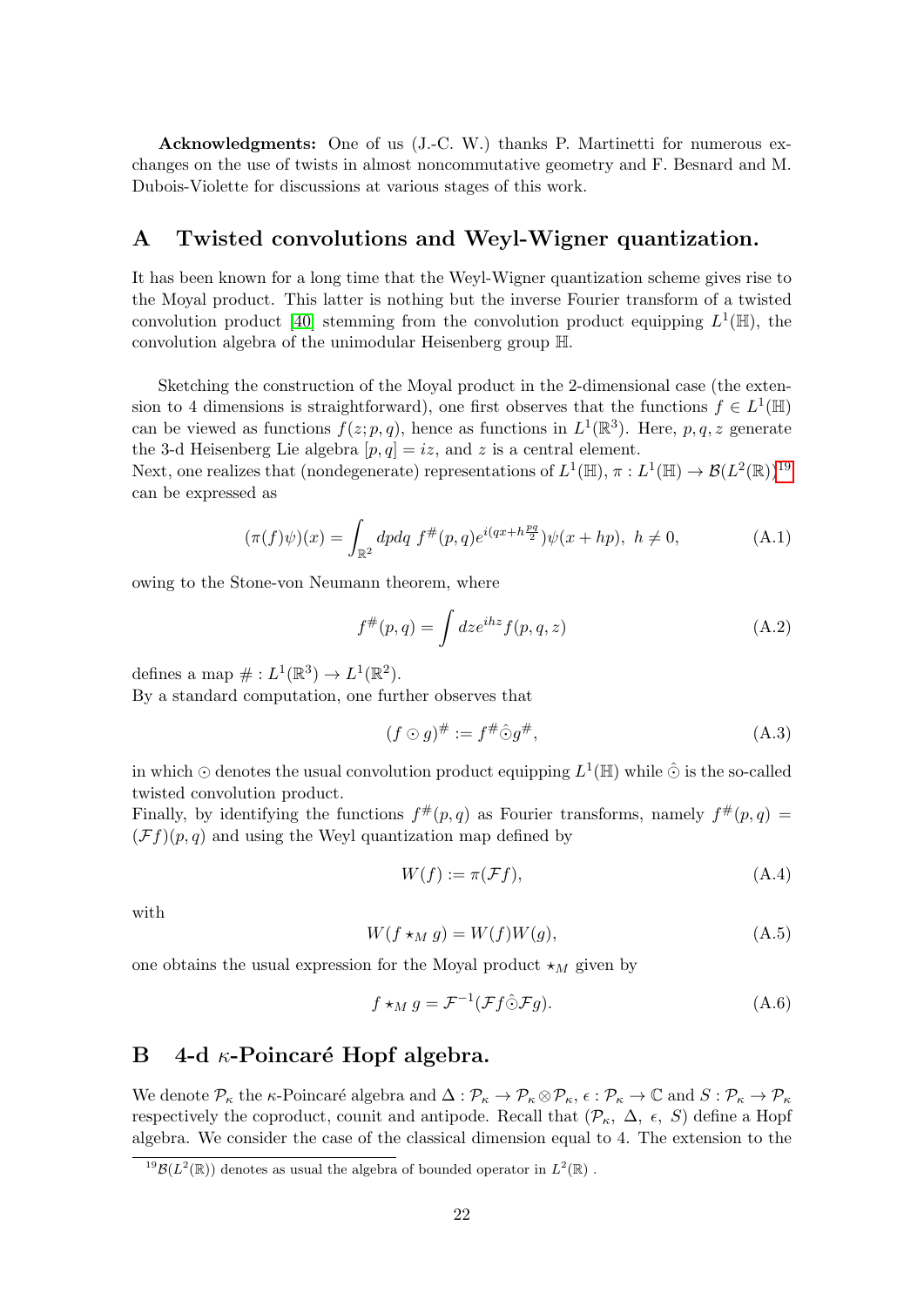**Acknowledgments:** One of us (J.-C. W.) thanks P. Martinetti for numerous exchanges on the use of twists in almost noncommutative geometry and F. Besnard and M. Dubois-Violette for discussions at various stages of this work.

## A Twisted convolutions and Weyl-Wigner quantization.

It has been known for a long time that the Weyl-Wigner quantization scheme gives rise to the Moyal product. This latter is nothing but the inverse Fourier transform of a twisted convolution product [40] stemming from the convolution product equipping $L^1(\mathbb{H})$, the convolution algebra of the unimodular Heisenberg group $\mathbb{H}$.

Sketching the construction of the Moyal product in the 2-dimensional case (the extension to 4 dimensions is straightforward), one first observes that the functions $f \in L^1(\mathbb{H})$ can be viewed as functions $f(z;p,q)$, hence as functions in $L^1(\mathbb{R}^3)$. Here, $p, q, z$ generate the 3-d Heisenberg Lie algebra $[p,q] = iz$, and $z$ is a central element.
Next, one realizes that (nondegenerate) representations of $L^1(\mathbb{H})$, $\pi : L^1(\mathbb{H}) \to \mathcal{B}(L^2(\mathbb{R}))$[19] can be expressed as

$$(\pi(f)\psi)(x) = \int_{\mathbb{R}^2} dpdq\ f^{\#}(p,q) e^{i(qx + h\frac{pq}{2})}\psi(x+hp),\ \ h \neq 0, \tag{A.1}$$

owing to the Stone-von Neumann theorem, where

$$f^{\#}(p,q) = \int dz e^{ihz} f(p,q,z) \tag{A.2}$$

defines a map $\# : L^1(\mathbb{R}^3) \to L^1(\mathbb{R}^2)$.
By a standard computation, one further observes that

$$(f \odot g)^{\#} := f^{\#} \hat{\odot} g^{\#}, \tag{A.3}$$

in which $\odot$ denotes the usual convolution product equipping $L^1(\mathbb{H})$ while $\hat{\odot}$ is the so-called twisted convolution product.
Finally, by identifying the functions $f^{\#}(p,q)$ as Fourier transforms, namely $f^{\#}(p,q) = (\mathcal{F}f)(p,q)$ and using the Weyl quantization map defined by

$$W(f) := \pi(\mathcal{F}f), \tag{A.4}$$

with

$$W(f \star_M g) = W(f)W(g), \tag{A.5}$$

one obtains the usual expression for the Moyal product $\star_M$ given by

$$f \star_M g = \mathcal{F}^{-1}(\mathcal{F}f \hat{\odot} \mathcal{F}g). \tag{A.6}$$

## B 4-d $\kappa$-Poincaré Hopf algebra.

We denote $\mathcal{P}_\kappa$ the $\kappa$-Poincaré algebra and $\Delta : \mathcal{P}_\kappa \to \mathcal{P}_\kappa \otimes \mathcal{P}_\kappa$, $\epsilon : \mathcal{P}_\kappa \to \mathbb{C}$ and $S : \mathcal{P}_\kappa \to \mathcal{P}_\kappa$ respectively the coproduct, counit and antipode. Recall that $(\mathcal{P}_\kappa,\ \Delta,\ \epsilon,\ S)$ define a Hopf algebra. We consider the case of the classical dimension equal to 4. The extension to the

[19] $\mathcal{B}(L^2(\mathbb{R}))$ denotes as usual the algebra of bounded operator in $L^2(\mathbb{R})$ .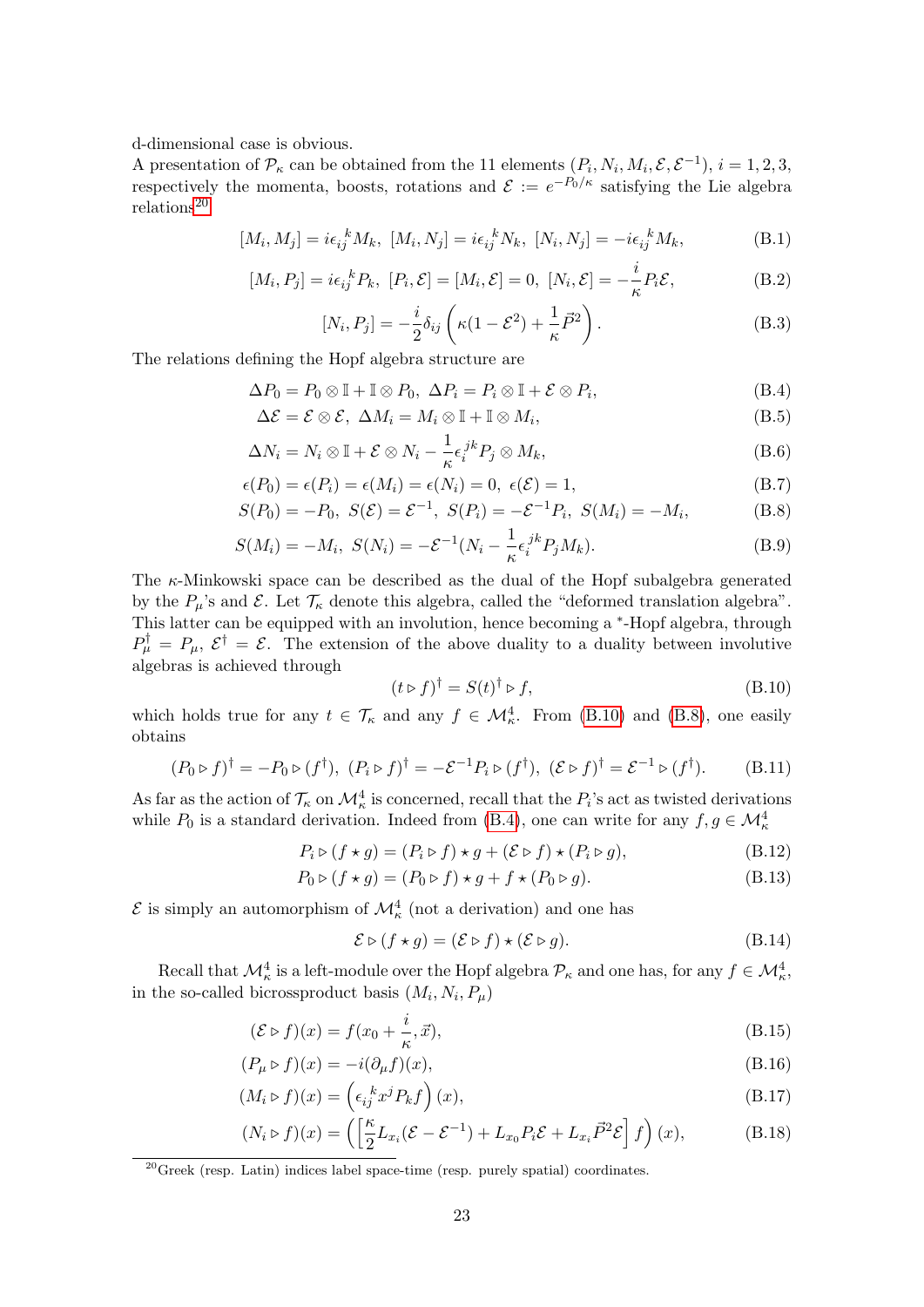d-dimensional case is obvious.
A presentation of $\mathcal{P}_\kappa$ can be obtained from the 11 elements $(P_i, N_i, M_i, \mathcal{E}, \mathcal{E}^{-1})$, $i = 1, 2, 3$, respectively the momenta, boosts, rotations and $\mathcal{E} := e^{-P_0/\kappa}$ satisfying the Lie algebra relations[20]

$$[M_i, M_j] = i\epsilon_{ij}^{\ \ k} M_k,\ [M_i, N_j] = i\epsilon_{ij}^{\ \ k} N_k,\ [N_i, N_j] = -i\epsilon_{ij}^{\ \ k} M_k, \tag{B.1}$$

$$[M_i, P_j] = i\epsilon_{ij}^{\ \ k} P_k,\ [P_i, \mathcal{E}] = [M_i, \mathcal{E}] = 0,\ [N_i, \mathcal{E}] = -\frac{i}{\kappa} P_i \mathcal{E}, \tag{B.2}$$

$$[N_i, P_j] = -\frac{i}{2}\delta_{ij}\left(\kappa(1 - \mathcal{E}^2) + \frac{1}{\kappa}\vec{P}^2\right). \tag{B.3}$$

The relations defining the Hopf algebra structure are

$$\Delta P_0 = P_0 \otimes \mathbb{I} + \mathbb{I} \otimes P_0,\ \Delta P_i = P_i \otimes \mathbb{I} + \mathcal{E} \otimes P_i, \tag{B.4}$$

$$\Delta \mathcal{E} = \mathcal{E} \otimes \mathcal{E},\ \Delta M_i = M_i \otimes \mathbb{I} + \mathbb{I} \otimes M_i, \tag{B.5}$$

$$\Delta N_i = N_i \otimes \mathbb{I} + \mathcal{E} \otimes N_i - \frac{1}{\kappa}\epsilon_i^{\ jk} P_j \otimes M_k, \tag{B.6}$$

$$\epsilon(P_0) = \epsilon(P_i) = \epsilon(M_i) = \epsilon(N_i) = 0,\ \epsilon(\mathcal{E}) = 1, \tag{B.7}$$

$$S(P_0) = -P_0,\ S(\mathcal{E}) = \mathcal{E}^{-1},\ S(P_i) = -\mathcal{E}^{-1} P_i,\ S(M_i) = -M_i, \tag{B.8}$$

$$S(M_i) = -M_i,\ S(N_i) = -\mathcal{E}^{-1}(N_i - \frac{1}{\kappa}\epsilon_i^{\ jk} P_j M_k). \tag{B.9}$$

The $\kappa$-Minkowski space can be described as the dual of the Hopf subalgebra generated by the $P_\mu$'s and $\mathcal{E}$. Let $\mathcal{T}_\kappa$ denote this algebra, called the "deformed translation algebra". This latter can be equipped with an involution, hence becoming a $^*$-Hopf algebra, through $P_\mu^\dagger = P_\mu$, $\mathcal{E}^\dagger = \mathcal{E}$. The extension of the above duality to a duality between involutive algebras is achieved through

$$(t \triangleright f)^\dagger = S(t)^\dagger \triangleright f, \tag{B.10}$$

which holds true for any $t \in \mathcal{T}_\kappa$ and any $f \in \mathcal{M}^4_\kappa$. From (B.10) and (B.8), one easily obtains

$$(P_0 \triangleright f)^\dagger = -P_0 \triangleright (f^\dagger),\ (P_i \triangleright f)^\dagger = -\mathcal{E}^{-1} P_i \triangleright (f^\dagger),\ (\mathcal{E} \triangleright f)^\dagger = \mathcal{E}^{-1} \triangleright (f^\dagger). \tag{B.11}$$

As far as the action of $\mathcal{T}_\kappa$ on $\mathcal{M}^4_\kappa$ is concerned, recall that the $P_i$'s act as twisted derivations while $P_0$ is a standard derivation. Indeed from (B.4), one can write for any $f, g \in \mathcal{M}^4_\kappa$

$$P_i \triangleright (f \star g) = (P_i \triangleright f) \star g + (\mathcal{E} \triangleright f) \star (P_i \triangleright g), \tag{B.12}$$

$$P_0 \triangleright (f \star g) = (P_0 \triangleright f) \star g + f \star (P_0 \triangleright g). \tag{B.13}$$

$\mathcal{E}$ is simply an automorphism of $\mathcal{M}^4_\kappa$ (not a derivation) and one has

$$\mathcal{E} \triangleright (f \star g) = (\mathcal{E} \triangleright f) \star (\mathcal{E} \triangleright g). \tag{B.14}$$

Recall that $\mathcal{M}^4_\kappa$ is a left-module over the Hopf algebra $\mathcal{P}_\kappa$ and one has, for any $f \in \mathcal{M}^4_\kappa$, in the so-called bicrossproduct basis $(M_i, N_i, P_\mu)$

$$(\mathcal{E} \triangleright f)(x) = f(x_0 + \frac{i}{\kappa}, \vec{x}), \tag{B.15}$$

$$(P_\mu \triangleright f)(x) = -i(\partial_\mu f)(x), \tag{B.16}$$

$$(M_i \triangleright f)(x) = \left(\epsilon_{ij}^{\ \ k} x^j P_k f\right)(x), \tag{B.17}$$

$$(N_i \triangleright f)(x) = \left(\left[\frac{\kappa}{2} L_{x_i}(\mathcal{E} - \mathcal{E}^{-1}) + L_{x_0} P_i \mathcal{E} + L_{x_i} \vec{P}^2 \mathcal{E}\right] f\right)(x), \tag{B.18}$$

[20] Greek (resp. Latin) indices label space-time (resp. purely spatial) coordinates.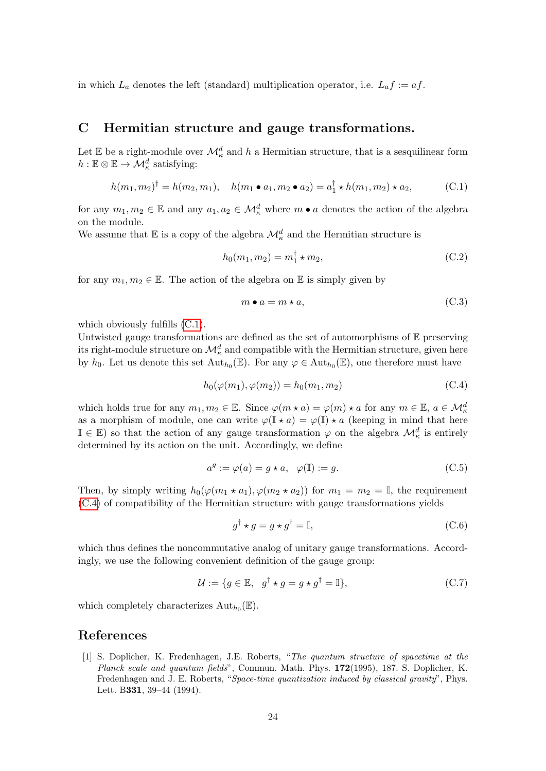in which $L_a$ denotes the left (standard) multiplication operator, i.e. $L_a f := af$.

## C Hermitian structure and gauge transformations.

Let $\mathbb{E}$ be a right-module over $\mathcal{M}^d_\kappa$ and $h$ a Hermitian structure, that is a sesquilinear form $h : \mathbb{E} \otimes \mathbb{E} \to \mathcal{M}^d_\kappa$ satisfying:

$$h(m_1, m_2)^\dagger = h(m_2, m_1), \quad h(m_1 \bullet a_1, m_2 \bullet a_2) = a_1^\dagger \star h(m_1, m_2) \star a_2, \tag{C.1}$$

for any $m_1, m_2 \in \mathbb{E}$ and any $a_1, a_2 \in \mathcal{M}^d_\kappa$ where $m \bullet a$ denotes the action of the algebra on the module.
We assume that $\mathbb{E}$ is a copy of the algebra $\mathcal{M}^d_\kappa$ and the Hermitian structure is

$$h_0(m_1, m_2) = m_1^\dagger \star m_2, \tag{C.2}$$

for any $m_1, m_2 \in \mathbb{E}$. The action of the algebra on $\mathbb{E}$ is simply given by

$$m \bullet a = m \star a, \tag{C.3}$$

which obviously fulfills (C.1).
Untwisted gauge transformations are defined as the set of automorphisms of $\mathbb{E}$ preserving its right-module structure on $\mathcal{M}^d_\kappa$ and compatible with the Hermitian structure, given here by $h_0$. Let us denote this set $\text{Aut}_{h_0}(\mathbb{E})$. For any $\varphi \in \text{Aut}_{h_0}(\mathbb{E})$, one therefore must have

$$h_0(\varphi(m_1), \varphi(m_2)) = h_0(m_1, m_2) \tag{C.4}$$

which holds true for any $m_1, m_2 \in \mathbb{E}$. Since $\varphi(m \star a) = \varphi(m) \star a$ for any $m \in \mathbb{E}$, $a \in \mathcal{M}^d_\kappa$ as a morphism of module, one can write $\varphi(\mathbb{I} \star a) = \varphi(\mathbb{I}) \star a$ (keeping in mind that here $\mathbb{I} \in \mathbb{E}$) so that the action of any gauge transformation $\varphi$ on the algebra $\mathcal{M}^d_\kappa$ is entirely determined by its action on the unit. Accordingly, we define

$$a^g := \varphi(a) = g \star a, \quad \varphi(\mathbb{I}) := g. \tag{C.5}$$

Then, by simply writing $h_0(\varphi(m_1 \star a_1), \varphi(m_2 \star a_2))$ for $m_1 = m_2 = \mathbb{I}$, the requirement (C.4) of compatibility of the Hermitian structure with gauge transformations yields

$$g^\dagger \star g = g \star g^\dagger = \mathbb{I}, \tag{C.6}$$

which thus defines the noncommutative analog of unitary gauge transformations. Accordingly, we use the following convenient definition of the gauge group:

$$\mathcal{U} := \{g \in \mathbb{E}, \ \ g^\dagger \star g = g \star g^\dagger = \mathbb{I}\}, \tag{C.7}$$

which completely characterizes $\text{Aut}_{h_0}(\mathbb{E})$.

## References

[1] S. Doplicher, K. Fredenhagen, J.E. Roberts, "*The quantum structure of spacetime at the Planck scale and quantum fields*", Commun. Math. Phys. **172**(1995), 187. S. Doplicher, K. Fredenhagen and J. E. Roberts, "*Space-time quantization induced by classical gravity*", Phys. Lett. B**331**, 39–44 (1994).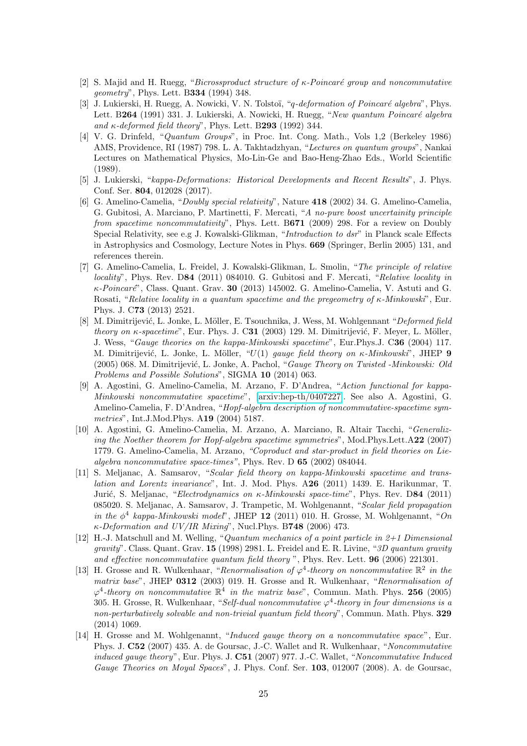[2] S. Majid and H. Ruegg, "*Bicrossproduct structure of $\kappa$-Poincaré group and noncommutative geometry*", Phys. Lett. B**334** (1994) 348.

[3] J. Lukierski, H. Ruegg, A. Nowicki, V. N. Tolstoï, "*q-deformation of Poincaré algebra*", Phys. Lett. B**264** (1991) 331. J. Lukierski, H. Ruegg, A. Nowicki, H. Ruegg, "*New quantum Poincaré algebra and $\kappa$-deformed field theory*", Phys. Lett. B**293** (1992) 344.

[4] V. G. Drinfeld, "*Quantum Groups*", in Proc. Int. Cong. Math., Vols 1,2 (Berkeley 1986) AMS, Providence, RI (1987) 798. L. A. Takhtadzhyan, "*Lectures on quantum groups*", Nankai Lectures on Mathematical Physics, Mo-Lin-Ge and Bao-Heng-Zhao Eds., World Scientific (1989).

[5] J. Lukierski, "*kappa-Deformations: Historical Developments and Recent Results*", J. Phys. Conf. Ser. **804**, 012028 (2017).

[6] G. Amelino-Camelia, "*Doubly special relativity*", Nature **418** (2002) 34. G. Amelino-Camelia, G. Gubitosi, A. Marciano, P. Martinetti, F. Mercati, "*A no-pure boost uncertainity principle from spacetime noncommutativity*", Phys. Lett. B**671** (2009) 298. For a review on Doubly Special Relativity, see e.g J. Kowalski-Glikman, "*Introduction to dsr*" in Planck scale Effects in Astrophysics and Cosmology, Lecture Notes in Phys. **669** (Springer, Berlin 2005) 131, and references therein.

[7] G. Amelino-Camelia, L. Freidel, J. Kowalski-Glikman, L. Smolin, "*The principle of relative locality*", Phys. Rev. D**84** (2011) 084010. G. Gubitosi and F. Mercati, "*Relative locality in $\kappa$-Poincaré*", Class. Quant. Grav. **30** (2013) 145002. G. Amelino-Camelia, V. Astuti and G. Rosati, "*Relative locality in a quantum spacetime and the pregeometry of $\kappa$-Minkowski*", Eur. Phys. J. C**73** (2013) 2521.

[8] M. Dimitrijević, L. Jonke, L. Möller, E. Tsouchnika, J. Wess, M. Wohlgennant "*Deformed field theory on $\kappa$-spacetime*", Eur. Phys. J. C**31** (2003) 129. M. Dimitrijević, F. Meyer, L. Möller, J. Wess, "*Gauge theories on the kappa-Minkowski spacetime*", Eur.Phys.J. C**36** (2004) 117. M. Dimitrijević, L. Jonke, L. Möller, "*$U(1)$ gauge field theory on $\kappa$-Minkowski*", JHEP **9** (2005) 068. M. Dimitrijević, L. Jonke, A. Pachol, "*Gauge Theory on Twisted -Minkowski: Old Problems and Possible Solutions*", SIGMA **10** (2014) 063.

[9] A. Agostini, G. Amelino-Camelia, M. Arzano, F. D'Andrea, "*Action functional for kappa-Minkowski noncommutative spacetime*", arxiv:hep-th/0407227. See also A. Agostini, G. Amelino-Camelia, F. D'Andrea, "*Hopf-algebra description of noncommutative-spacetime symmetries*", Int.J.Mod.Phys. A**19** (2004) 5187.

[10] A. Agostini, G. Amelino-Camelia, M. Arzano, A. Marciano, R. Altair Tacchi, "*Generalizing the Noether theorem for Hopf-algebra spacetime symmetries*", Mod.Phys.Lett.A**22** (2007) 1779. G. Amelino-Camelia, M. Arzano, *"Coproduct and star-product in field theories on Lie-algebra noncommutative space-times"*, Phys. Rev. D **65** (2002) 084044.

[11] S. Meljanac, A. Samsarov, "*Scalar field theory on kappa-Minkowski spacetime and translation and Lorentz invariance*", Int. J. Mod. Phys. A**26** (2011) 1439. E. Harikunmar, T. Jurić, S. Meljanac, "*Electrodynamics on $\kappa$-Minkowski space-time*", Phys. Rev. D**84** (2011) 085020. S. Meljanac, A. Samsarov, J. Trampetic, M. Wohlgenannt, "*Scalar field propagation in the $\phi^4$ kappa-Minkowski model*", JHEP **12** (2011) 010. H. Grosse, M. Wohlgenannt, "*On $\kappa$-Deformation and UV/IR Mixing*", Nucl.Phys. B**748** (2006) 473.

[12] H.-J. Matschull and M. Welling, "*Quantum mechanics of a point particle in 2+1 Dimensional gravity*". Class. Quant. Grav. **15** (1998) 2981. L. Freidel and E. R. Livine, "*3D quantum gravity and effective noncommutative quantum field theory* ", Phys. Rev. Lett. **96** (2006) 221301.

[13] H. Grosse and R. Wulkenhaar, "*Renormalisation of $\varphi^4$-theory on noncommutative $\mathbb{R}^2$ in the matrix base*", JHEP **0312** (2003) 019. H. Grosse and R. Wulkenhaar, "*Renormalisation of $\varphi^4$-theory on noncommutative $\mathbb{R}^4$ in the matrix base*", Commun. Math. Phys. **256** (2005) 305. H. Grosse, R. Wulkenhaar, "*Self-dual noncommutative $\varphi^4$-theory in four dimensions is a non-perturbatively solvable and non-trivial quantum field theory*", Commun. Math. Phys. **329** (2014) 1069.

[14] H. Grosse and M. Wohlgenannt, "*Induced gauge theory on a noncommutative space*", Eur. Phys. J. **C52** (2007) 435. A. de Goursac, J.-C. Wallet and R. Wulkenhaar, "*Noncommutative induced gauge theory*", Eur. Phys. J. **C51** (2007) 977. J.-C. Wallet, "*Noncommutative Induced Gauge Theories on Moyal Spaces*", J. Phys. Conf. Ser. **103**, 012007 (2008). A. de Goursac,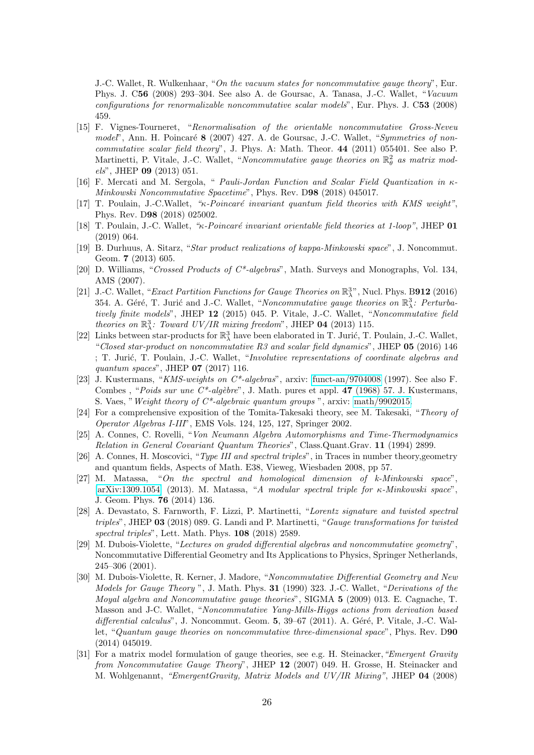J.-C. Wallet, R. Wulkenhaar, "*On the vacuum states for noncommutative gauge theory*", Eur. Phys. J. C**56** (2008) 293–304. See also A. de Goursac, A. Tanasa, J.-C. Wallet, "*Vacuum configurations for renormalizable noncommutative scalar models*", Eur. Phys. J. C**53** (2008) 459.

[15] F. Vignes-Tourneret, "*Renormalisation of the orientable noncommutative Gross-Neveu model*", Ann. H. Poincaré **8** (2007) 427. A. de Goursac, J.-C. Wallet, "*Symmetries of noncommutative scalar field theory*", J. Phys. A: Math. Theor. **44** (2011) 055401. See also P. Martinetti, P. Vitale, J.-C. Wallet, "*Noncommutative gauge theories on $\mathbb{R}^2_\theta$ as matrix models*", JHEP **09** (2013) 051.

[16] F. Mercati and M. Sergola, " *Pauli-Jordan Function and Scalar Field Quantization in κ-Minkowski Noncommutative Spacetime*", Phys. Rev. D**98** (2018) 045017.

[17] T. Poulain, J.-C.Wallet, *"κ-Poincaré invariant quantum field theories with KMS weight"*, Phys. Rev. D**98** (2018) 025002.

[18] T. Poulain, J.-C. Wallet, *"κ-Poincaré invariant orientable field theories at 1-loop"*, JHEP **01** (2019) 064.

[19] B. Durhuus, A. Sitarz, "*Star product realizations of kappa-Minkowski space*", J. Noncommut. Geom. **7** (2013) 605.

[20] D. Williams, "*Crossed Products of C\*-algebras*", Math. Surveys and Monographs, Vol. 134, AMS (2007).

[21] J.-C. Wallet, "*Exact Partition Functions for Gauge Theories on $\mathbb{R}^3_\lambda$*", Nucl. Phys. B**912** (2016) 354. A. Géré, T. Jurić and J.-C. Wallet, "*Noncommutative gauge theories on $\mathbb{R}^3_\lambda$: Perturbatively finite models*", JHEP **12** (2015) 045. P. Vitale, J.-C. Wallet, "*Noncommutative field theories on $\mathbb{R}^3_\lambda$: Toward UV/IR mixing freedom*", JHEP **04** (2013) 115.

[22] Links between star-products for $\mathbb{R}^3_\lambda$ have been elaborated in T. Jurić, T. Poulain, J.-C. Wallet, "*Closed star-product on noncommutative R3 and scalar field dynamics*", JHEP **05** (2016) 146 ; T. Jurić, T. Poulain, J.-C. Wallet, "*Involutive representations of coordinate algebras and quantum spaces*", JHEP **07** (2017) 116.

[23] J. Kustermans, "*KMS-weights on C\*-algebras*", arxiv: funct-an/9704008 (1997). See also F. Combes , "*Poids sur une C\*-algèbre*", J. Math. pures et appl. **47** (1968) 57. J. Kustermans, S. Vaes, "*Weight theory of C\*-algebraic quantum groups* ", arxiv: math/9902015.

[24] For a comprehensive exposition of the Tomita-Takesaki theory, see M. Takesaki, "*Theory of Operator Algebras I-III*", EMS Vols. 124, 125, 127, Springer 2002.

[25] A. Connes, C. Rovelli, "*Von Neumann Algebra Automorphisms and Time-Thermodynamics Relation in General Covariant Quantum Theories*", Class.Quant.Grav. **11** (1994) 2899.

[26] A. Connes, H. Moscovici, "*Type III and spectral triples*", in Traces in number theory,geometry and quantum fields, Aspects of Math. E38, Vieweg, Wiesbaden 2008, pp 57.

[27] M. Matassa, "*On the spectral and homological dimension of k-Minkowski space*", arXiv:1309.1054 (2013). M. Matassa, "*A modular spectral triple for κ-Minkowski space*", J. Geom. Phys. **76** (2014) 136.

[28] A. Devastato, S. Farnworth, F. Lizzi, P. Martinetti, "*Lorentz signature and twisted spectral triples*", JHEP **03** (2018) 089. G. Landi and P. Martinetti, "*Gauge transformations for twisted spectral triples*", Lett. Math. Phys. **108** (2018) 2589.

[29] M. Dubois-Violette, "*Lectures on graded differential algebras and noncommutative geometry*", Noncommutative Differential Geometry and Its Applications to Physics, Springer Netherlands, 245–306 (2001).

[30] M. Dubois-Violette, R. Kerner, J. Madore, "*Noncommutative Differential Geometry and New Models for Gauge Theory* ", J. Math. Phys. **31** (1990) 323. J.-C. Wallet, "*Derivations of the Moyal algebra and Noncommutative gauge theories*", SIGMA **5** (2009) 013. E. Cagnache, T. Masson and J-C. Wallet, "*Noncommutative Yang-Mills-Higgs actions from derivation based differential calculus*", J. Noncommut. Geom. **5**, 39–67 (2011). A. Géré, P. Vitale, J.-C. Wallet, "*Quantum gauge theories on noncommutative three-dimensional space*", Phys. Rev. D**90** (2014) 045019.

[31] For a matrix model formulation of gauge theories, see e.g. H. Steinacker,*"Emergent Gravity from Noncommutative Gauge Theory"*, JHEP **12** (2007) 049. H. Grosse, H. Steinacker and M. Wohlgenannt, *"EmergentGravity, Matrix Models and UV/IR Mixing"*, JHEP **04** (2008)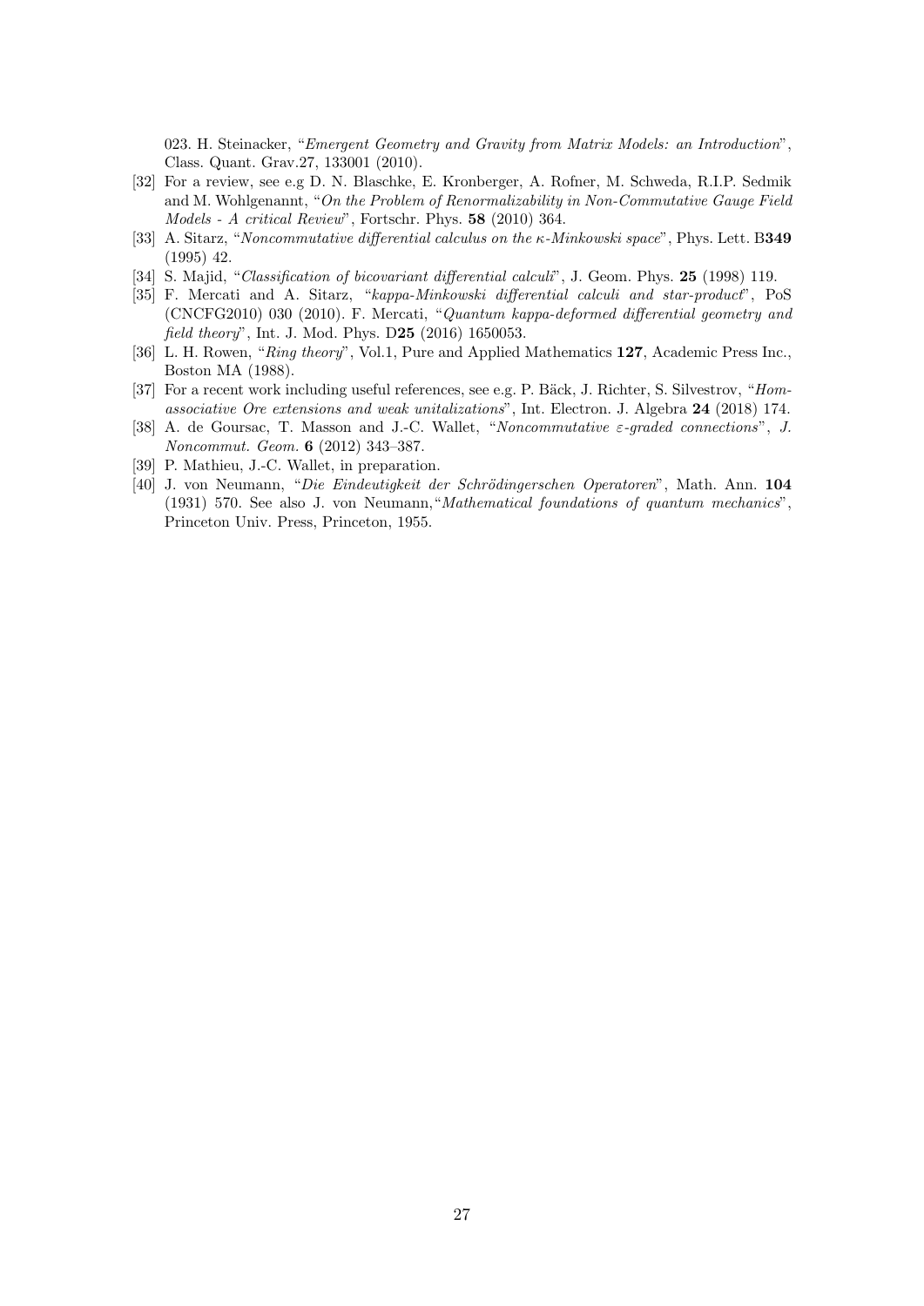023. H. Steinacker, "*Emergent Geometry and Gravity from Matrix Models: an Introduction*", Class. Quant. Grav.27, 133001 (2010).

[32] For a review, see e.g D. N. Blaschke, E. Kronberger, A. Rofner, M. Schweda, R.I.P. Sedmik and M. Wohlgenannt, "*On the Problem of Renormalizability in Non-Commutative Gauge Field Models - A critical Review*", Fortschr. Phys. **58** (2010) 364.

[33] A. Sitarz, "*Noncommutative differential calculus on the $\kappa$-Minkowski space*", Phys. Lett. B**349** (1995) 42.

[34] S. Majid, "*Classification of bicovariant differential calculi*", J. Geom. Phys. **25** (1998) 119.

[35] F. Mercati and A. Sitarz, "*kappa-Minkowski differential calculi and star-product*", PoS (CNCFG2010) 030 (2010). F. Mercati, "*Quantum kappa-deformed differential geometry and field theory*", Int. J. Mod. Phys. D**25** (2016) 1650053.

[36] L. H. Rowen, "*Ring theory*", Vol.1, Pure and Applied Mathematics **127**, Academic Press Inc., Boston MA (1988).

[37] For a recent work including useful references, see e.g. P. Bäck, J. Richter, S. Silvestrov, "*Hom-associative Ore extensions and weak unitalizations*", Int. Electron. J. Algebra **24** (2018) 174.

[38] A. de Goursac, T. Masson and J.-C. Wallet, "*Noncommutative $\varepsilon$-graded connections*", *J. Noncommut. Geom.* **6** (2012) 343–387.

[39] P. Mathieu, J.-C. Wallet, in preparation.

[40] J. von Neumann, "*Die Eindeutigkeit der Schrödingerschen Operatoren*", Math. Ann. **104** (1931) 570. See also J. von Neumann,"*Mathematical foundations of quantum mechanics*", Princeton Univ. Press, Princeton, 1955.